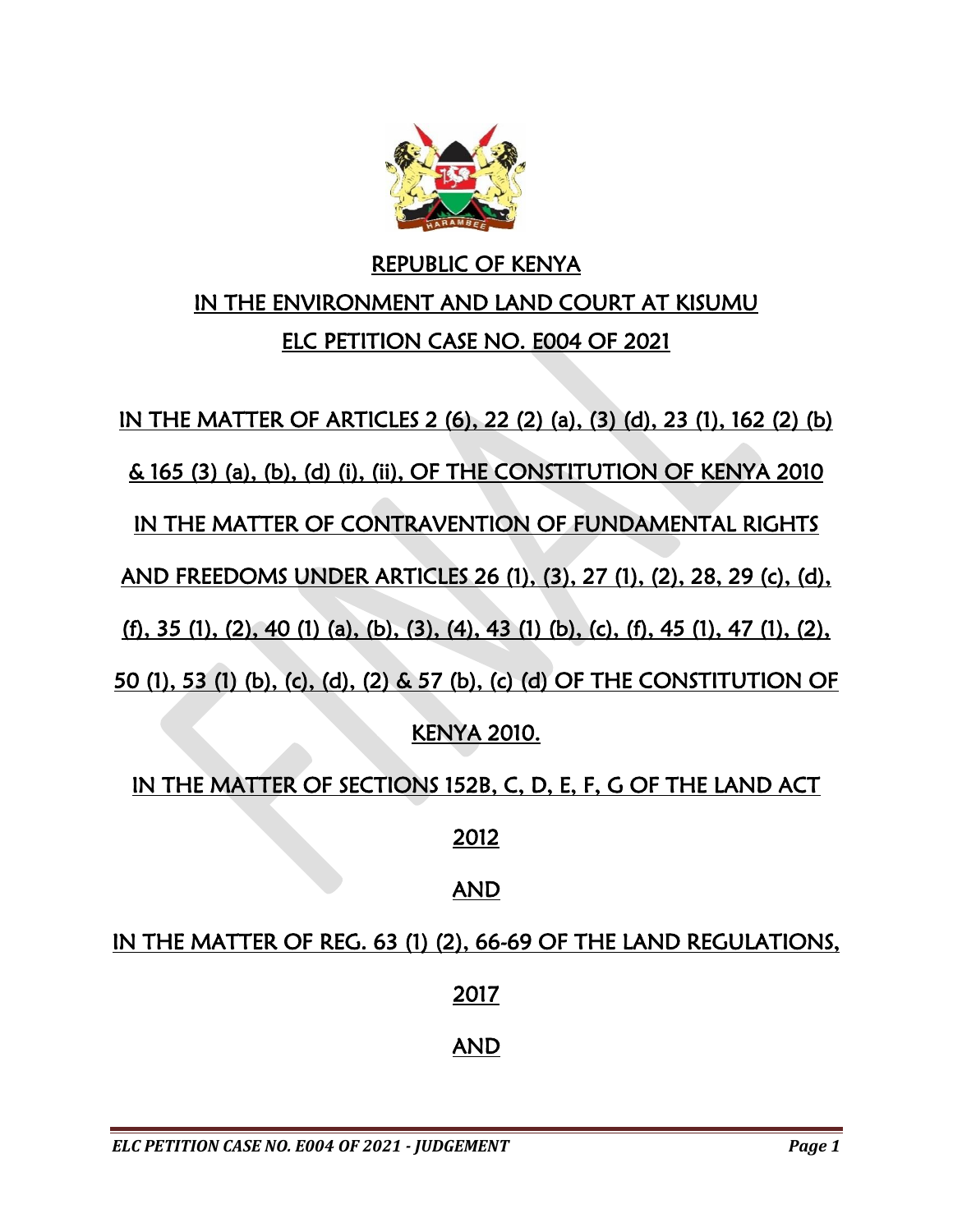REPUBLIC OF KENYA

IN THE ENVIRONMENT AND LAND COURT AT KISUMU

ELC PETITION CASE NO. E004 OF 2021

IN THE MATTER OF ARTICLES 2 (6), 22 (2) (a), (3) (d), 23 (1), 162 (2) (b) & 165 (3) (a), (b), (d) (i), (ii), OF THE CONSTITUTION OF KENYA 2010

IN THE MATTER OF CONTRAVENTION OF FUNDAMENTAL RIGHTS AND FREEDOMS UNDER ARTICLES 26 (1), (3), 27 (1), (2), 28, 29 (c), (d), (f), 35 (1), (2), 40 (1) (a), (b), (3), (4), 43 (1) (b), (c), (f), 45 (1), 47 (1), (2), 50 (1), 53 (1) (b), (c), (d), (2) & 57 (b), (c) (d) OF THE CONSTITUTION OF KENYA 2010.

IN THE MATTER OF SECTIONS 152B, C, D, E, F, G OF THE LAND ACT 2012

AND

IN THE MATTER OF REG. 63 (1) (2), 66-69 OF THE LAND REGULATIONS, 2017

AND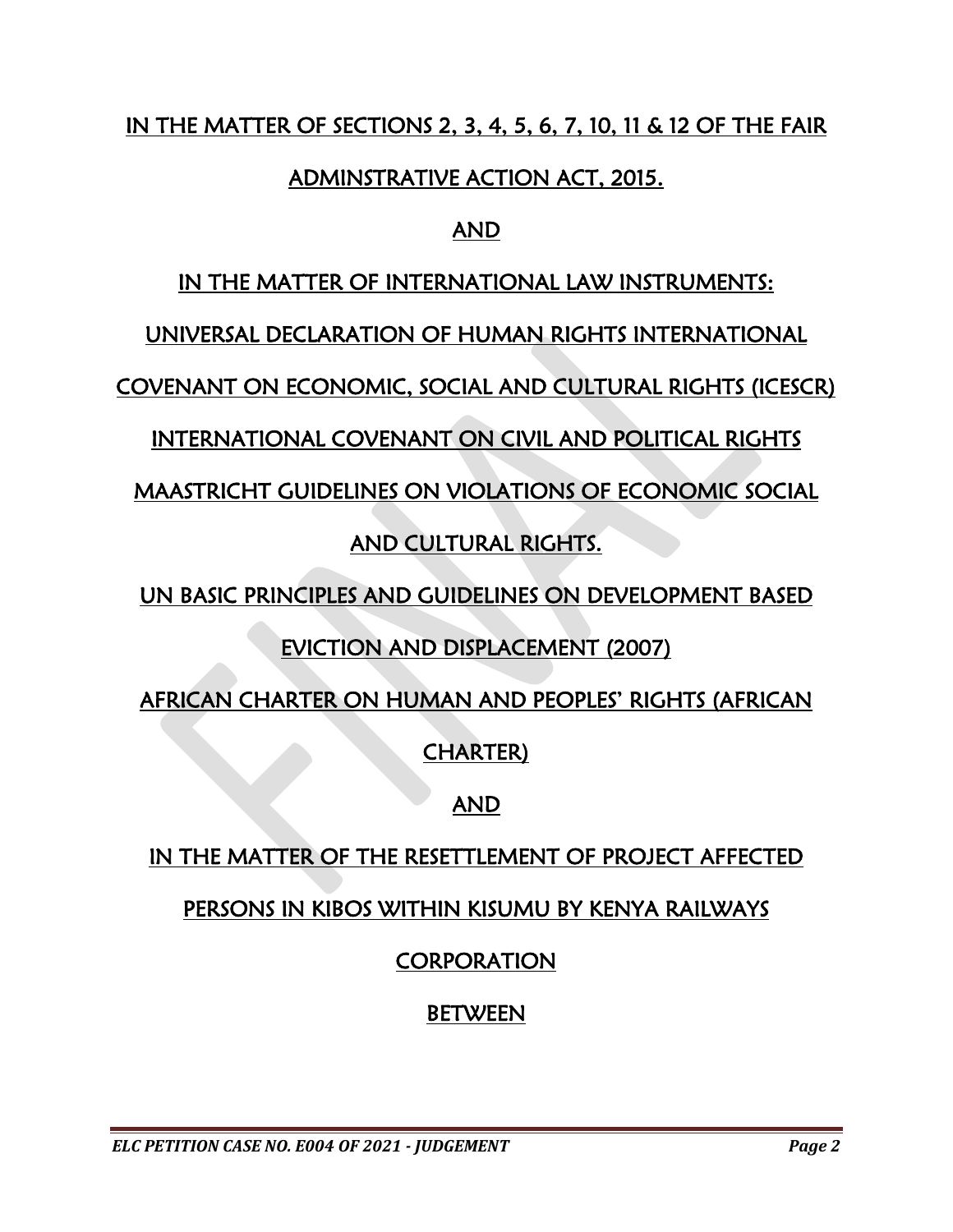IN THE MATTER OF SECTIONS 2, 3, 4, 5, 6, 7, 10, 11 & 12 OF THE FAIR ADMINSTRATIVE ACTION ACT, 2015.

AND

IN THE MATTER OF INTERNATIONAL LAW INSTRUMENTS:

UNIVERSAL DECLARATION OF HUMAN RIGHTS INTERNATIONAL COVENANT ON ECONOMIC, SOCIAL AND CULTURAL RIGHTS (ICESCR)

INTERNATIONAL COVENANT ON CIVIL AND POLITICAL RIGHTS

MAASTRICHT GUIDELINES ON VIOLATIONS OF ECONOMIC SOCIAL AND CULTURAL RIGHTS.

UN BASIC PRINCIPLES AND GUIDELINES ON DEVELOPMENT BASED EVICTION AND DISPLACEMENT (2007)

AFRICAN CHARTER ON HUMAN AND PEOPLES' RIGHTS (AFRICAN CHARTER)

AND

IN THE MATTER OF THE RESETTLEMENT OF PROJECT AFFECTED PERSONS IN KIBOS WITHIN KISUMU BY KENYA RAILWAYS CORPORATION

BETWEEN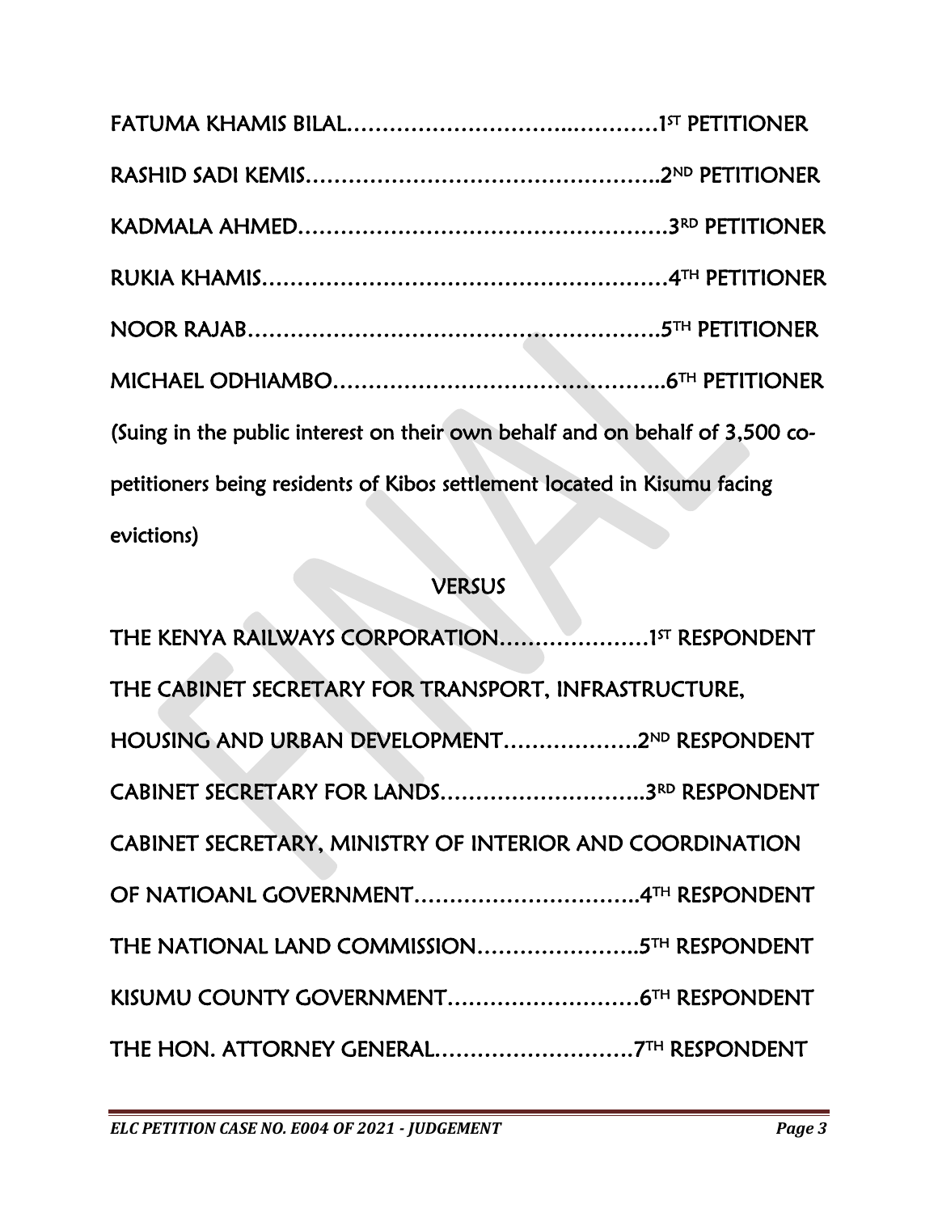FATUMA KHAMIS BILAL……………………………..………1ST PETITIONER

RASHID SADI KEMIS…………………………………………..2ND PETITIONER

KADMALA AHMED……………………………………………3RD PETITIONER

RUKIA KHAMIS…………………………………………………4TH PETITIONER

NOOR RAJAB…………………………………………………..5TH PETITIONER

MICHAEL ODHIAMBO………………………………………..6TH PETITIONER

(Suing in the public interest on their own behalf and on behalf of 3,500 co-petitioners being residents of Kibos settlement located in Kisumu facing evictions)

VERSUS

THE KENYA RAILWAYS CORPORATION…………………1ST RESPONDENT

THE CABINET SECRETARY FOR TRANSPORT, INFRASTRUCTURE, HOUSING AND URBAN DEVELOPMENT……………….2ND RESPONDENT

CABINET SECRETARY FOR LANDS………………………..3RD RESPONDENT

CABINET SECRETARY, MINISTRY OF INTERIOR AND COORDINATION OF NATIOANL GOVERNMENT…………………………..4TH RESPONDENT

THE NATIONAL LAND COMMISSION…………………..5TH RESPONDENT

KISUMU COUNTY GOVERNMENT………………………6TH RESPONDENT

THE HON. ATTORNEY GENERAL……………………….7TH RESPONDENT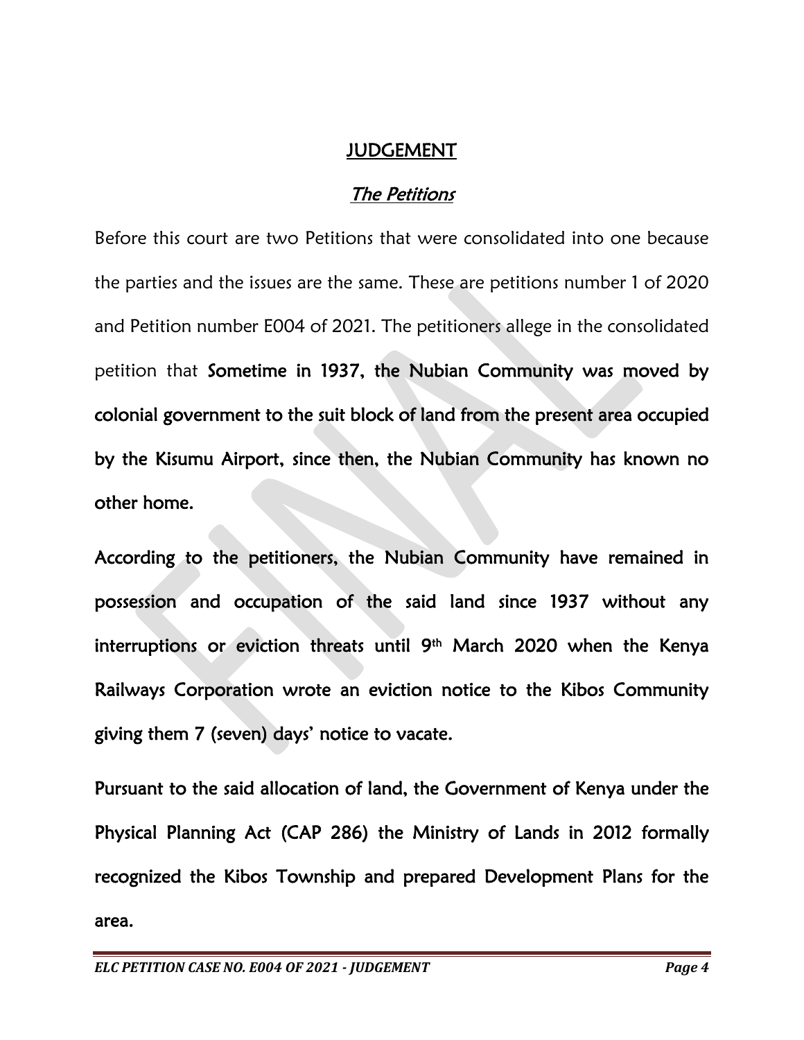# JUDGEMENT

## *The Petitions*

Before this court are two Petitions that were consolidated into one because the parties and the issues are the same. These are petitions number 1 of 2020 and Petition number E004 of 2021. The petitioners allege in the consolidated petition that **Sometime in 1937, the Nubian Community was moved by colonial government to the suit block of land from the present area occupied by the Kisumu Airport, since then, the Nubian Community has known no other home.**

**According to the petitioners, the Nubian Community have remained in possession and occupation of the said land since 1937 without any interruptions or eviction threats until 9th March 2020 when the Kenya Railways Corporation wrote an eviction notice to the Kibos Community giving them 7 (seven) days' notice to vacate.**

**Pursuant to the said allocation of land, the Government of Kenya under the Physical Planning Act (CAP 286) the Ministry of Lands in 2012 formally recognized the Kibos Township and prepared Development Plans for the area.**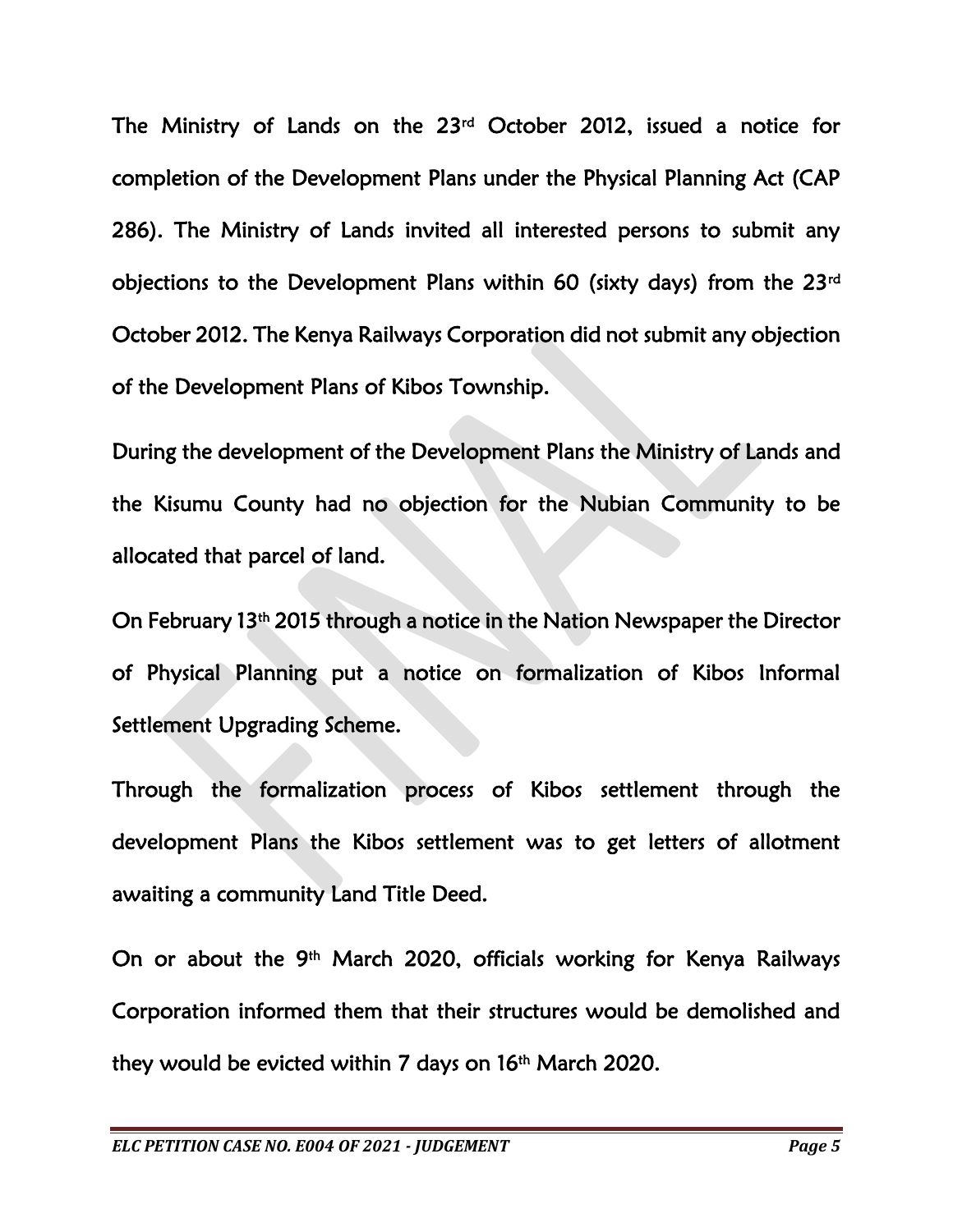The Ministry of Lands on the 23rd October 2012, issued a notice for completion of the Development Plans under the Physical Planning Act (CAP 286). The Ministry of Lands invited all interested persons to submit any objections to the Development Plans within 60 (sixty days) from the 23rd October 2012. The Kenya Railways Corporation did not submit any objection of the Development Plans of Kibos Township.

During the development of the Development Plans the Ministry of Lands and the Kisumu County had no objection for the Nubian Community to be allocated that parcel of land.

On February 13th 2015 through a notice in the Nation Newspaper the Director of Physical Planning put a notice on formalization of Kibos Informal Settlement Upgrading Scheme.

Through the formalization process of Kibos settlement through the development Plans the Kibos settlement was to get letters of allotment awaiting a community Land Title Deed.

On or about the 9th March 2020, officials working for Kenya Railways Corporation informed them that their structures would be demolished and they would be evicted within 7 days on 16th March 2020.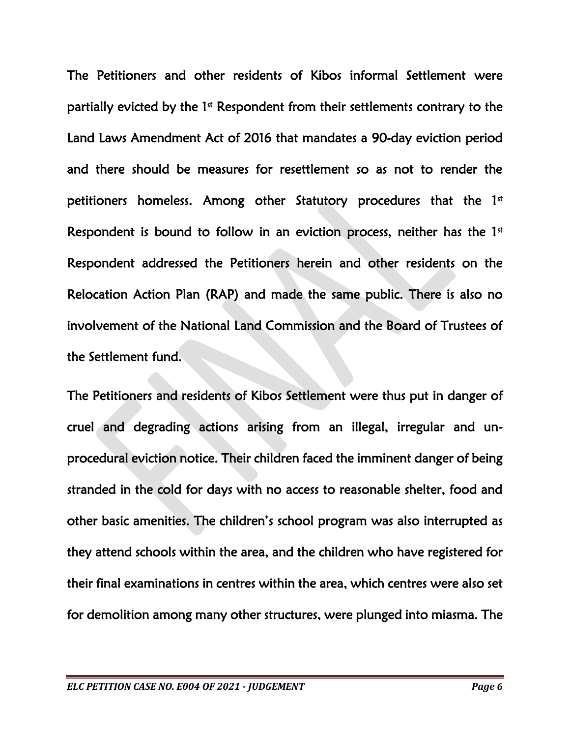The Petitioners and other residents of Kibos informal Settlement were partially evicted by the 1st Respondent from their settlements contrary to the Land Laws Amendment Act of 2016 that mandates a 90-day eviction period and there should be measures for resettlement so as not to render the petitioners homeless. Among other Statutory procedures that the 1st Respondent is bound to follow in an eviction process, neither has the 1st Respondent addressed the Petitioners herein and other residents on the Relocation Action Plan (RAP) and made the same public. There is also no involvement of the National Land Commission and the Board of Trustees of the Settlement fund.

The Petitioners and residents of Kibos Settlement were thus put in danger of cruel and degrading actions arising from an illegal, irregular and un-procedural eviction notice. Their children faced the imminent danger of being stranded in the cold for days with no access to reasonable shelter, food and other basic amenities. The children's school program was also interrupted as they attend schools within the area, and the children who have registered for their final examinations in centres within the area, which centres were also set for demolition among many other structures, were plunged into miasma. The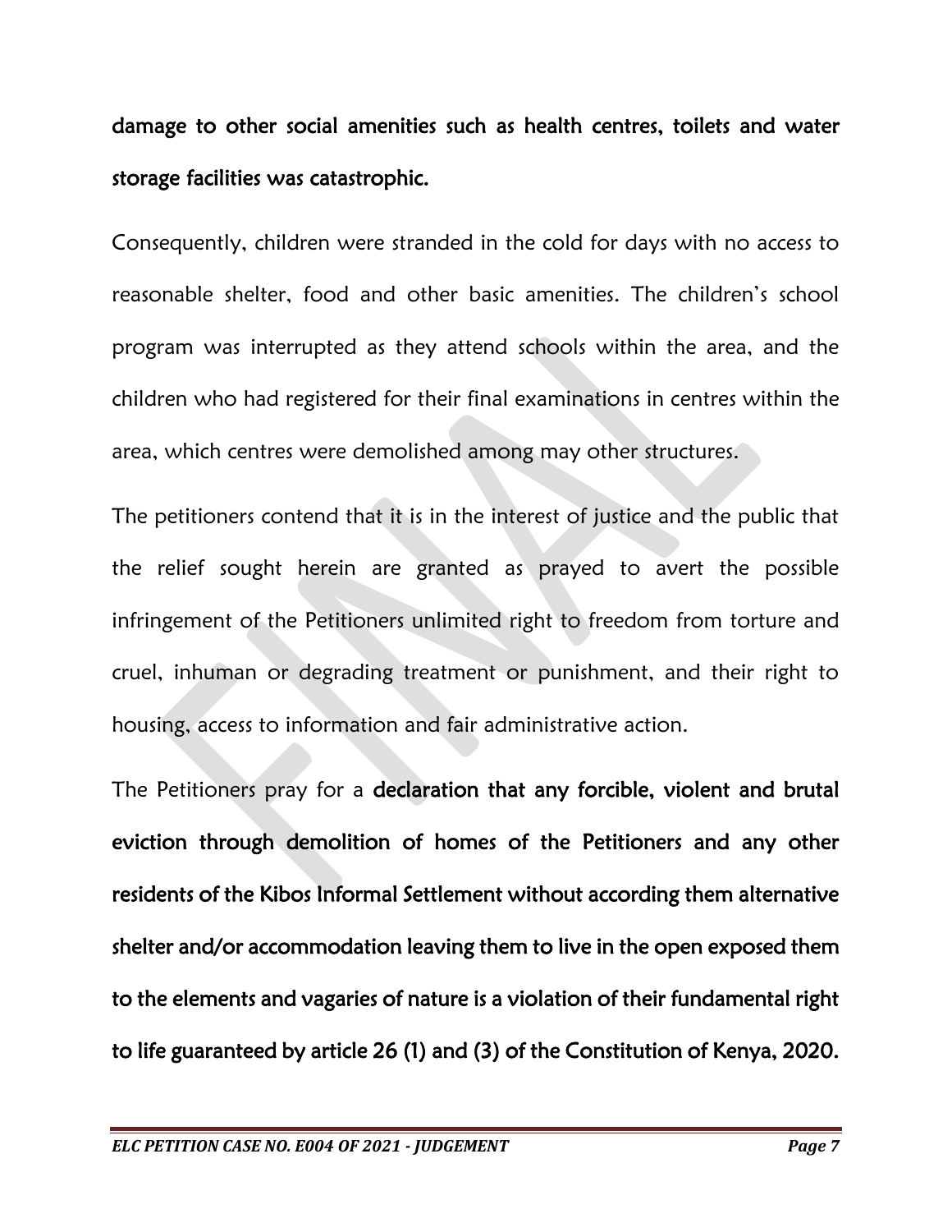**damage to other social amenities such as health centres, toilets and water storage facilities was catastrophic.**

Consequently, children were stranded in the cold for days with no access to reasonable shelter, food and other basic amenities. The children's school program was interrupted as they attend schools within the area, and the children who had registered for their final examinations in centres within the area, which centres were demolished among may other structures.

The petitioners contend that it is in the interest of justice and the public that the relief sought herein are granted as prayed to avert the possible infringement of the Petitioners unlimited right to freedom from torture and cruel, inhuman or degrading treatment or punishment, and their right to housing, access to information and fair administrative action.

The Petitioners pray for a **declaration that any forcible, violent and brutal eviction through demolition of homes of the Petitioners and any other residents of the Kibos Informal Settlement without according them alternative shelter and/or accommodation leaving them to live in the open exposed them to the elements and vagaries of nature is a violation of their fundamental right to life guaranteed by article 26 (1) and (3) of the Constitution of Kenya, 2020.**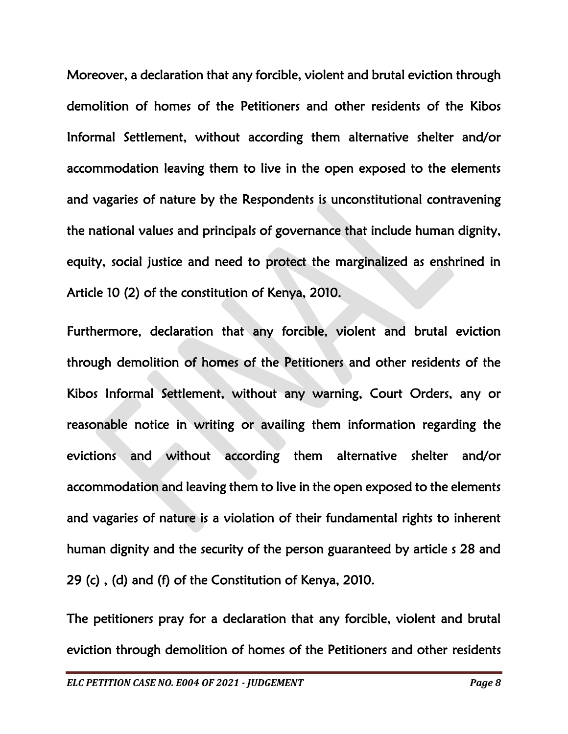Moreover, a declaration that any forcible, violent and brutal eviction through demolition of homes of the Petitioners and other residents of the Kibos Informal Settlement, without according them alternative shelter and/or accommodation leaving them to live in the open exposed to the elements and vagaries of nature by the Respondents is unconstitutional contravening the national values and principals of governance that include human dignity, equity, social justice and need to protect the marginalized as enshrined in Article 10 (2) of the constitution of Kenya, 2010.

Furthermore, declaration that any forcible, violent and brutal eviction through demolition of homes of the Petitioners and other residents of the Kibos Informal Settlement, without any warning, Court Orders, any or reasonable notice in writing or availing them information regarding the evictions and without according them alternative shelter and/or accommodation and leaving them to live in the open exposed to the elements and vagaries of nature is a violation of their fundamental rights to inherent human dignity and the security of the person guaranteed by article s 28 and 29 (c) , (d) and (f) of the Constitution of Kenya, 2010.

The petitioners pray for a declaration that any forcible, violent and brutal eviction through demolition of homes of the Petitioners and other residents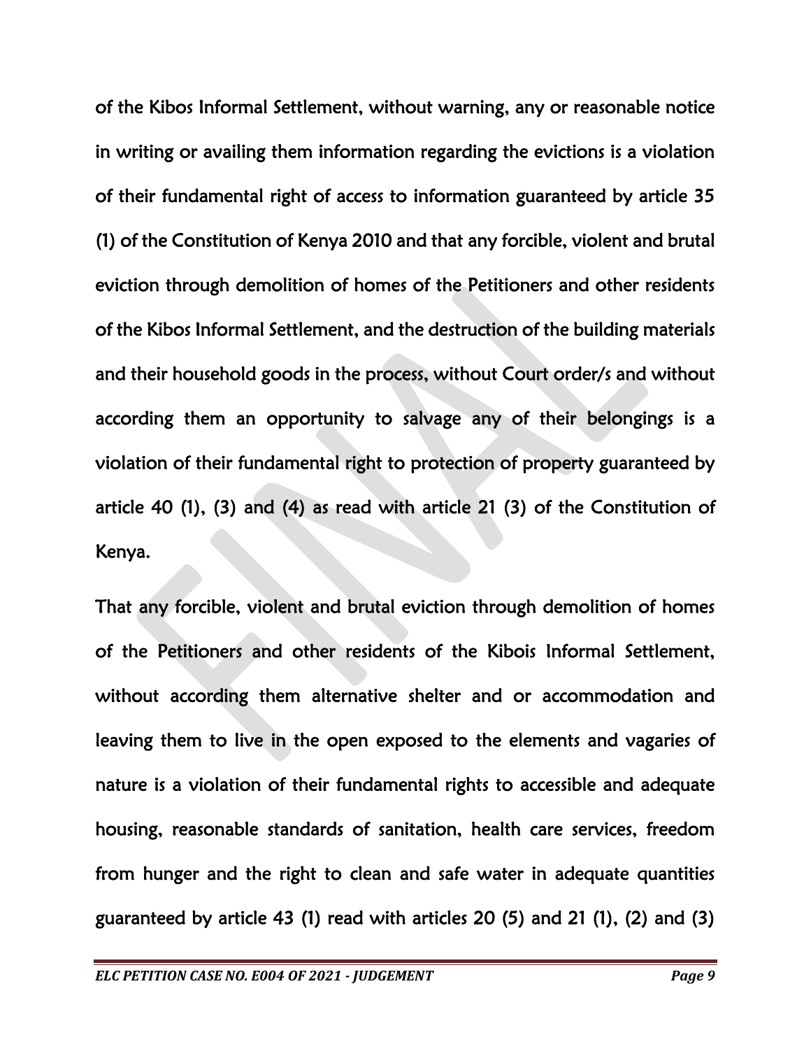of the Kibos Informal Settlement, without warning, any or reasonable notice in writing or availing them information regarding the evictions is a violation of their fundamental right of access to information guaranteed by article 35 (1) of the Constitution of Kenya 2010 and that any forcible, violent and brutal eviction through demolition of homes of the Petitioners and other residents of the Kibos Informal Settlement, and the destruction of the building materials and their household goods in the process, without Court order/s and without according them an opportunity to salvage any of their belongings is a violation of their fundamental right to protection of property guaranteed by article 40 (1), (3) and (4) as read with article 21 (3) of the Constitution of Kenya.

That any forcible, violent and brutal eviction through demolition of homes of the Petitioners and other residents of the Kibois Informal Settlement, without according them alternative shelter and or accommodation and leaving them to live in the open exposed to the elements and vagaries of nature is a violation of their fundamental rights to accessible and adequate housing, reasonable standards of sanitation, health care services, freedom from hunger and the right to clean and safe water in adequate quantities guaranteed by article 43 (1) read with articles 20 (5) and 21 (1), (2) and (3)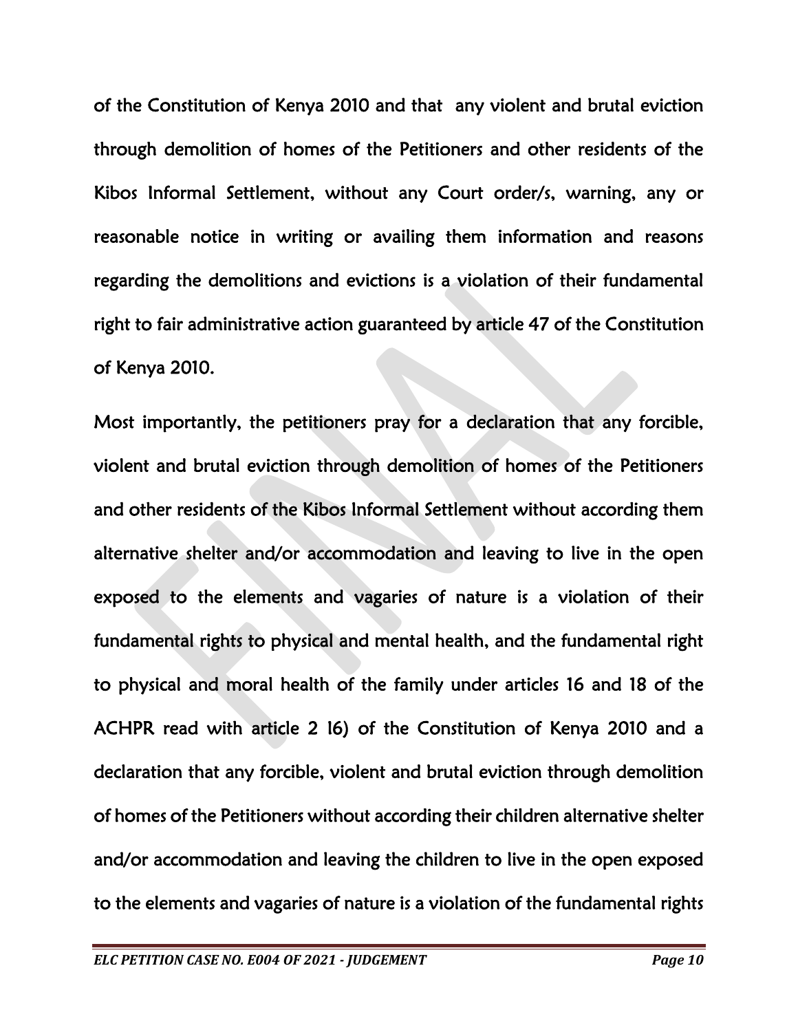of the Constitution of Kenya 2010 and that any violent and brutal eviction through demolition of homes of the Petitioners and other residents of the Kibos Informal Settlement, without any Court order/s, warning, any or reasonable notice in writing or availing them information and reasons regarding the demolitions and evictions is a violation of their fundamental right to fair administrative action guaranteed by article 47 of the Constitution of Kenya 2010.

Most importantly, the petitioners pray for a declaration that any forcible, violent and brutal eviction through demolition of homes of the Petitioners and other residents of the Kibos Informal Settlement without according them alternative shelter and/or accommodation and leaving to live in the open exposed to the elements and vagaries of nature is a violation of their fundamental rights to physical and mental health, and the fundamental right to physical and moral health of the family under articles 16 and 18 of the ACHPR read with article 2 16) of the Constitution of Kenya 2010 and a declaration that any forcible, violent and brutal eviction through demolition of homes of the Petitioners without according their children alternative shelter and/or accommodation and leaving the children to live in the open exposed to the elements and vagaries of nature is a violation of the fundamental rights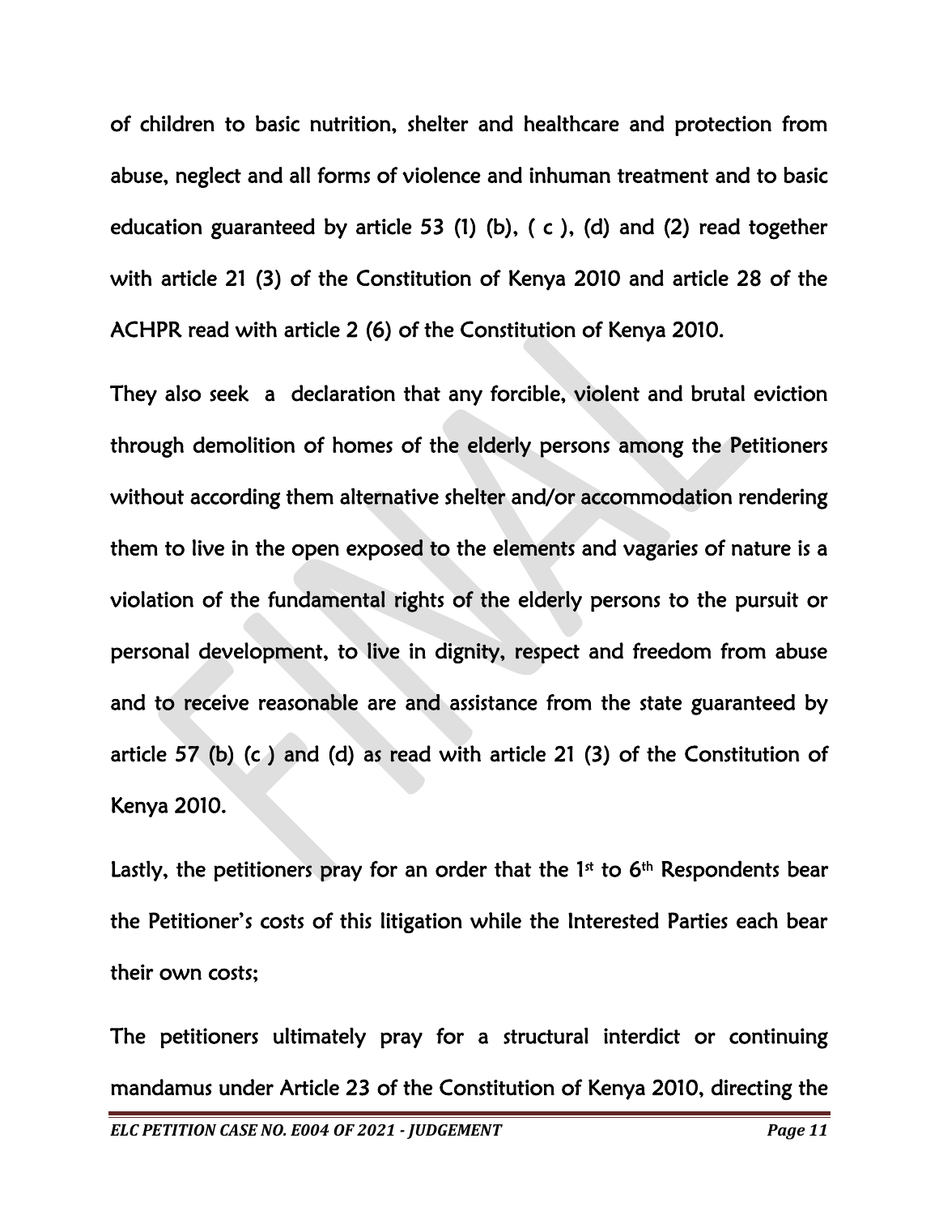of children to basic nutrition, shelter and healthcare and protection from abuse, neglect and all forms of violence and inhuman treatment and to basic education guaranteed by article 53 (1) (b), ( c ), (d) and (2) read together with article 21 (3) of the Constitution of Kenya 2010 and article 28 of the ACHPR read with article 2 (6) of the Constitution of Kenya 2010.

They also seek a declaration that any forcible, violent and brutal eviction through demolition of homes of the elderly persons among the Petitioners without according them alternative shelter and/or accommodation rendering them to live in the open exposed to the elements and vagaries of nature is a violation of the fundamental rights of the elderly persons to the pursuit or personal development, to live in dignity, respect and freedom from abuse and to receive reasonable are and assistance from the state guaranteed by article 57 (b) (c ) and (d) as read with article 21 (3) of the Constitution of Kenya 2010.

Lastly, the petitioners pray for an order that the 1st to 6th Respondents bear the Petitioner's costs of this litigation while the Interested Parties each bear their own costs;

The petitioners ultimately pray for a structural interdict or continuing mandamus under Article 23 of the Constitution of Kenya 2010, directing the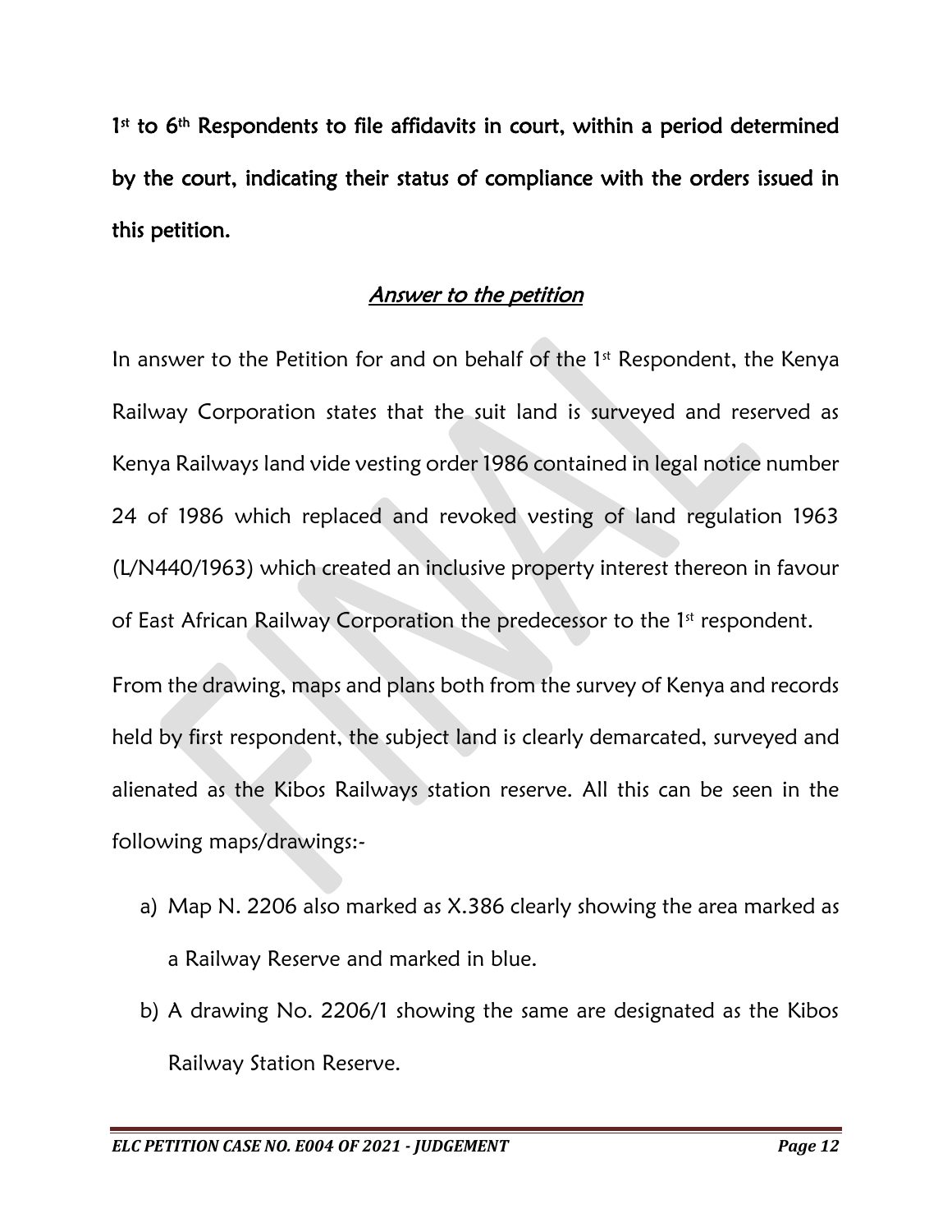**1st to 6th Respondents to file affidavits in court, within a period determined by the court, indicating their status of compliance with the orders issued in this petition.**

## *Answer to the petition*

In answer to the Petition for and on behalf of the 1st Respondent, the Kenya Railway Corporation states that the suit land is surveyed and reserved as Kenya Railways land vide vesting order 1986 contained in legal notice number 24 of 1986 which replaced and revoked vesting of land regulation 1963 (L/N440/1963) which created an inclusive property interest thereon in favour of East African Railway Corporation the predecessor to the 1st respondent.

From the drawing, maps and plans both from the survey of Kenya and records held by first respondent, the subject land is clearly demarcated, surveyed and alienated as the Kibos Railways station reserve. All this can be seen in the following maps/drawings:-

a) Map N. 2206 also marked as X.386 clearly showing the area marked as a Railway Reserve and marked in blue.

b) A drawing No. 2206/1 showing the same are designated as the Kibos Railway Station Reserve.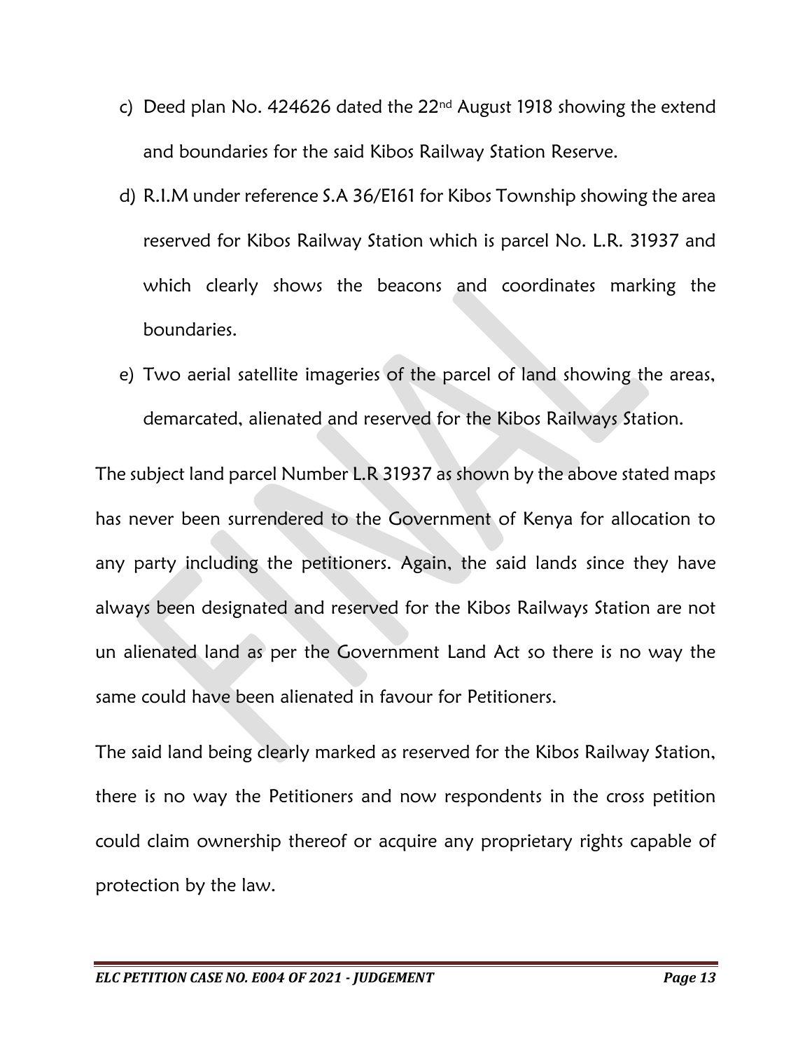c) Deed plan No. 424626 dated the 22nd August 1918 showing the extend and boundaries for the said Kibos Railway Station Reserve.

d) R.I.M under reference S.A 36/E161 for Kibos Township showing the area reserved for Kibos Railway Station which is parcel No. L.R. 31937 and which clearly shows the beacons and coordinates marking the boundaries.

e) Two aerial satellite imageries of the parcel of land showing the areas, demarcated, alienated and reserved for the Kibos Railways Station.

The subject land parcel Number L.R 31937 as shown by the above stated maps has never been surrendered to the Government of Kenya for allocation to any party including the petitioners. Again, the said lands since they have always been designated and reserved for the Kibos Railways Station are not un alienated land as per the Government Land Act so there is no way the same could have been alienated in favour for Petitioners.

The said land being clearly marked as reserved for the Kibos Railway Station, there is no way the Petitioners and now respondents in the cross petition could claim ownership thereof or acquire any proprietary rights capable of protection by the law.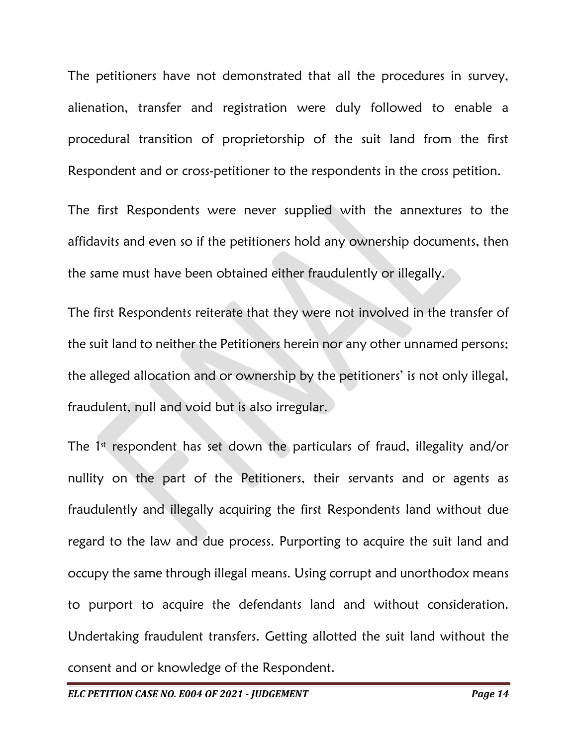The petitioners have not demonstrated that all the procedures in survey, alienation, transfer and registration were duly followed to enable a procedural transition of proprietorship of the suit land from the first Respondent and or cross-petitioner to the respondents in the cross petition.

The first Respondents were never supplied with the annextures to the affidavits and even so if the petitioners hold any ownership documents, then the same must have been obtained either fraudulently or illegally.

The first Respondents reiterate that they were not involved in the transfer of the suit land to neither the Petitioners herein nor any other unnamed persons; the alleged allocation and or ownership by the petitioners' is not only illegal, fraudulent, null and void but is also irregular.

The 1st respondent has set down the particulars of fraud, illegality and/or nullity on the part of the Petitioners, their servants and or agents as fraudulently and illegally acquiring the first Respondents land without due regard to the law and due process. Purporting to acquire the suit land and occupy the same through illegal means. Using corrupt and unorthodox means to purport to acquire the defendants land and without consideration. Undertaking fraudulent transfers. Getting allotted the suit land without the consent and or knowledge of the Respondent.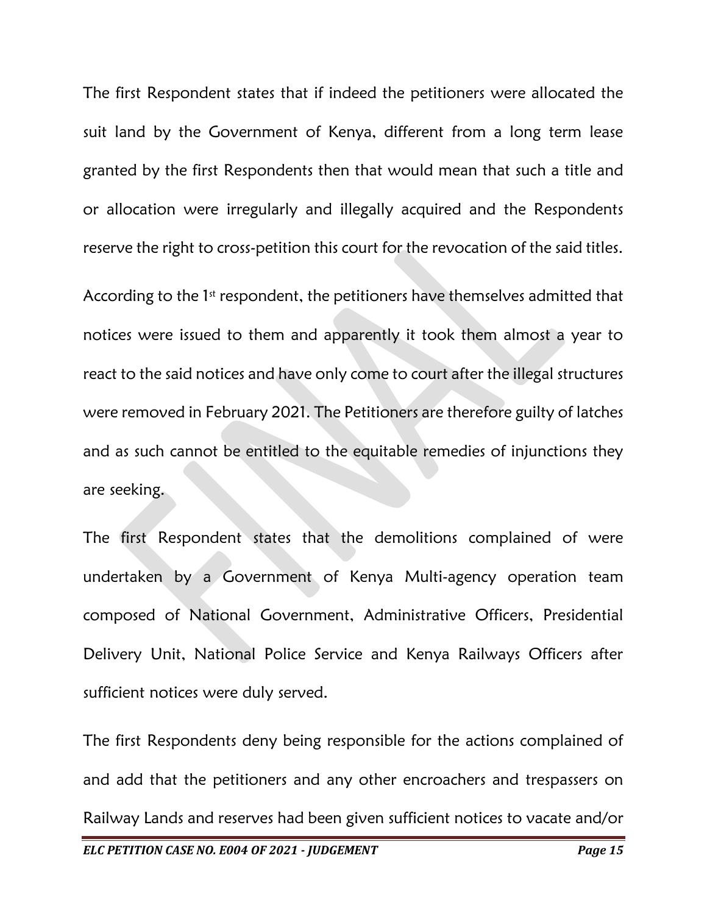The first Respondent states that if indeed the petitioners were allocated the suit land by the Government of Kenya, different from a long term lease granted by the first Respondents then that would mean that such a title and or allocation were irregularly and illegally acquired and the Respondents reserve the right to cross-petition this court for the revocation of the said titles.

According to the 1st respondent, the petitioners have themselves admitted that notices were issued to them and apparently it took them almost a year to react to the said notices and have only come to court after the illegal structures were removed in February 2021. The Petitioners are therefore guilty of latches and as such cannot be entitled to the equitable remedies of injunctions they are seeking.

The first Respondent states that the demolitions complained of were undertaken by a Government of Kenya Multi-agency operation team composed of National Government, Administrative Officers, Presidential Delivery Unit, National Police Service and Kenya Railways Officers after sufficient notices were duly served.

The first Respondents deny being responsible for the actions complained of and add that the petitioners and any other encroachers and trespassers on Railway Lands and reserves had been given sufficient notices to vacate and/or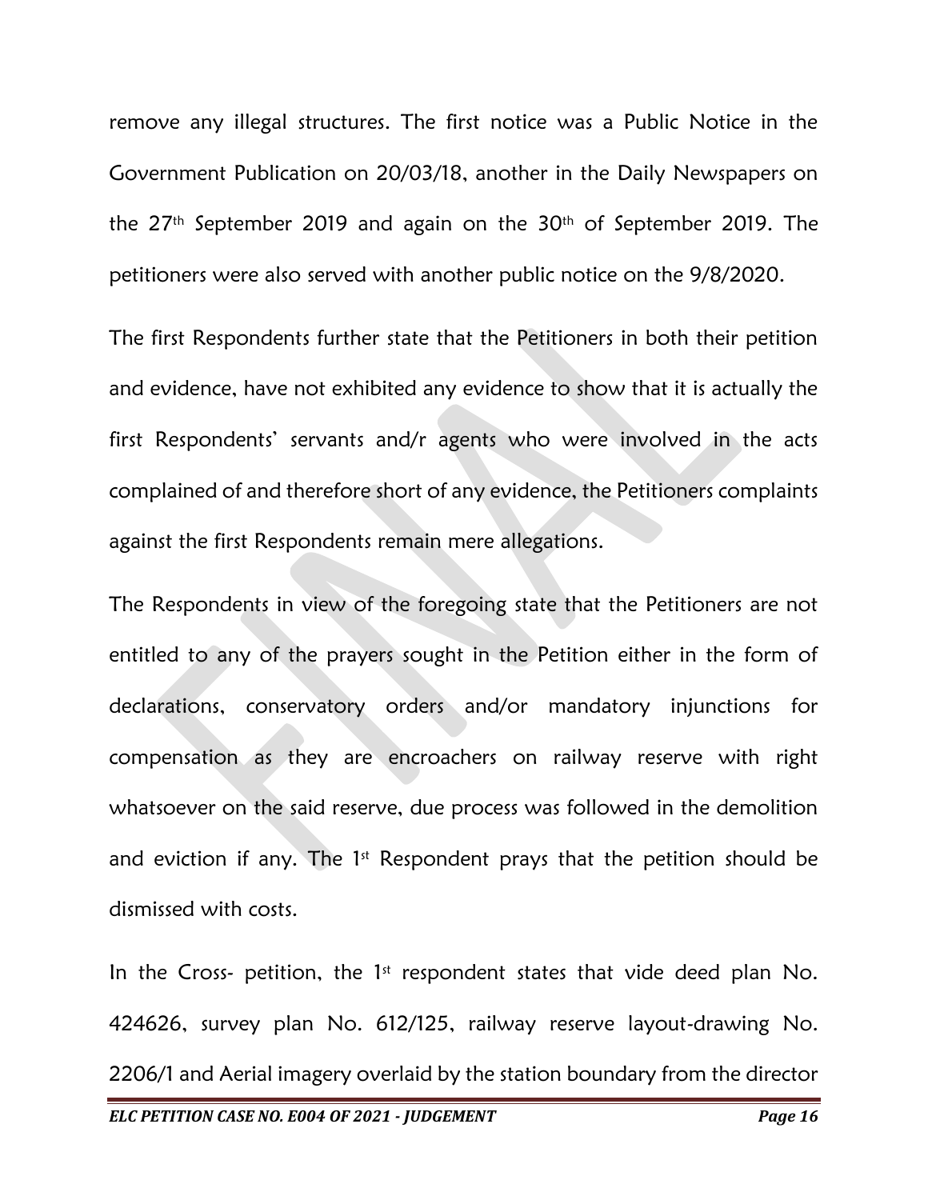remove any illegal structures. The first notice was a Public Notice in the Government Publication on 20/03/18, another in the Daily Newspapers on the 27th September 2019 and again on the 30th of September 2019. The petitioners were also served with another public notice on the 9/8/2020.

The first Respondents further state that the Petitioners in both their petition and evidence, have not exhibited any evidence to show that it is actually the first Respondents' servants and/r agents who were involved in the acts complained of and therefore short of any evidence, the Petitioners complaints against the first Respondents remain mere allegations.

The Respondents in view of the foregoing state that the Petitioners are not entitled to any of the prayers sought in the Petition either in the form of declarations, conservatory orders and/or mandatory injunctions for compensation as they are encroachers on railway reserve with right whatsoever on the said reserve, due process was followed in the demolition and eviction if any. The 1st Respondent prays that the petition should be dismissed with costs.

In the Cross- petition, the 1st respondent states that vide deed plan No. 424626, survey plan No. 612/125, railway reserve layout-drawing No. 2206/1 and Aerial imagery overlaid by the station boundary from the director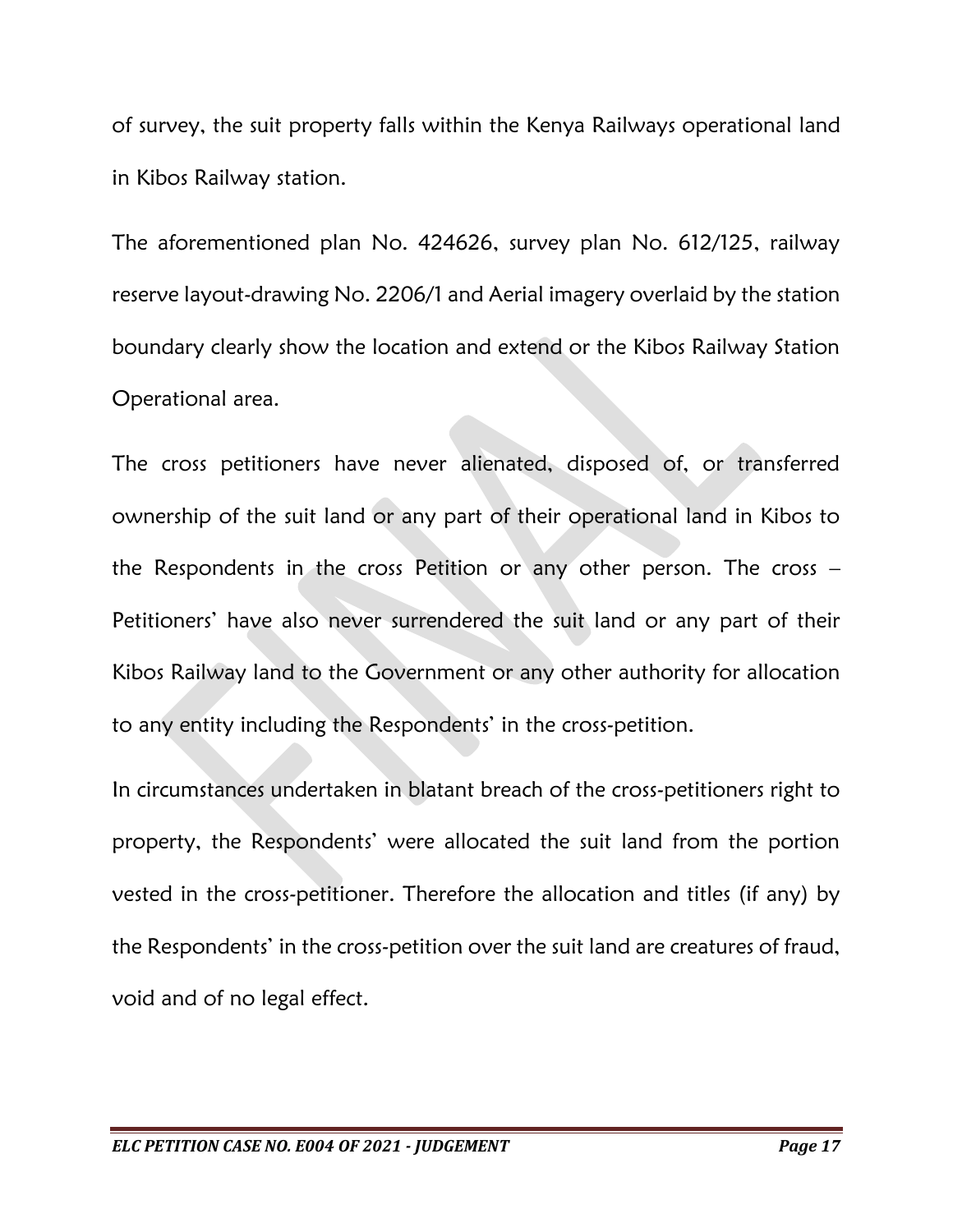of survey, the suit property falls within the Kenya Railways operational land in Kibos Railway station.

The aforementioned plan No. 424626, survey plan No. 612/125, railway reserve layout-drawing No. 2206/1 and Aerial imagery overlaid by the station boundary clearly show the location and extend or the Kibos Railway Station Operational area.

The cross petitioners have never alienated, disposed of, or transferred ownership of the suit land or any part of their operational land in Kibos to the Respondents in the cross Petition or any other person. The cross – Petitioners' have also never surrendered the suit land or any part of their Kibos Railway land to the Government or any other authority for allocation to any entity including the Respondents' in the cross-petition.

In circumstances undertaken in blatant breach of the cross-petitioners right to property, the Respondents' were allocated the suit land from the portion vested in the cross-petitioner. Therefore the allocation and titles (if any) by the Respondents' in the cross-petition over the suit land are creatures of fraud, void and of no legal effect.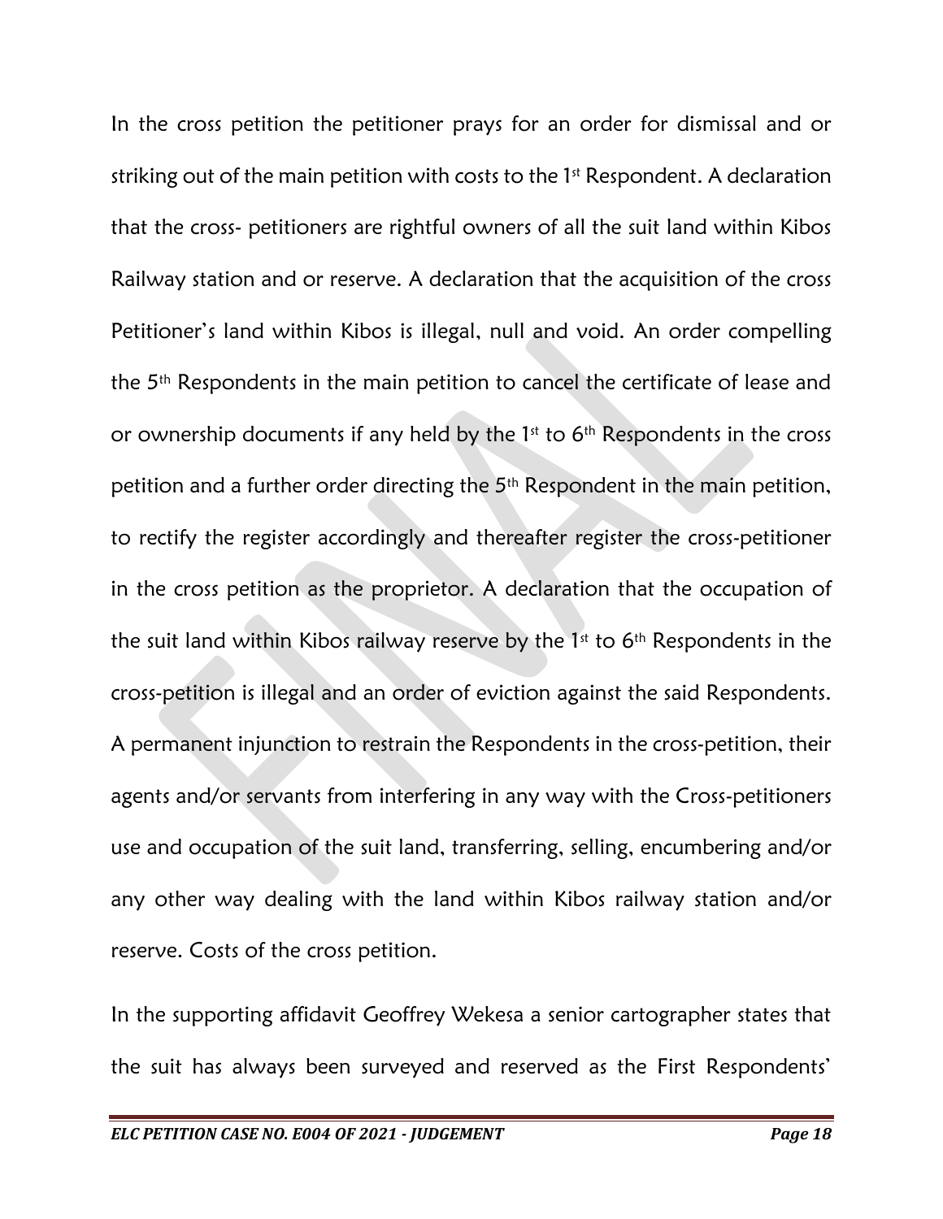In the cross petition the petitioner prays for an order for dismissal and or striking out of the main petition with costs to the 1st Respondent. A declaration that the cross- petitioners are rightful owners of all the suit land within Kibos Railway station and or reserve. A declaration that the acquisition of the cross Petitioner's land within Kibos is illegal, null and void. An order compelling the 5th Respondents in the main petition to cancel the certificate of lease and or ownership documents if any held by the 1st to 6th Respondents in the cross petition and a further order directing the 5th Respondent in the main petition, to rectify the register accordingly and thereafter register the cross-petitioner in the cross petition as the proprietor. A declaration that the occupation of the suit land within Kibos railway reserve by the 1st to 6th Respondents in the cross-petition is illegal and an order of eviction against the said Respondents. A permanent injunction to restrain the Respondents in the cross-petition, their agents and/or servants from interfering in any way with the Cross-petitioners use and occupation of the suit land, transferring, selling, encumbering and/or any other way dealing with the land within Kibos railway station and/or reserve. Costs of the cross petition.

In the supporting affidavit Geoffrey Wekesa a senior cartographer states that the suit has always been surveyed and reserved as the First Respondents'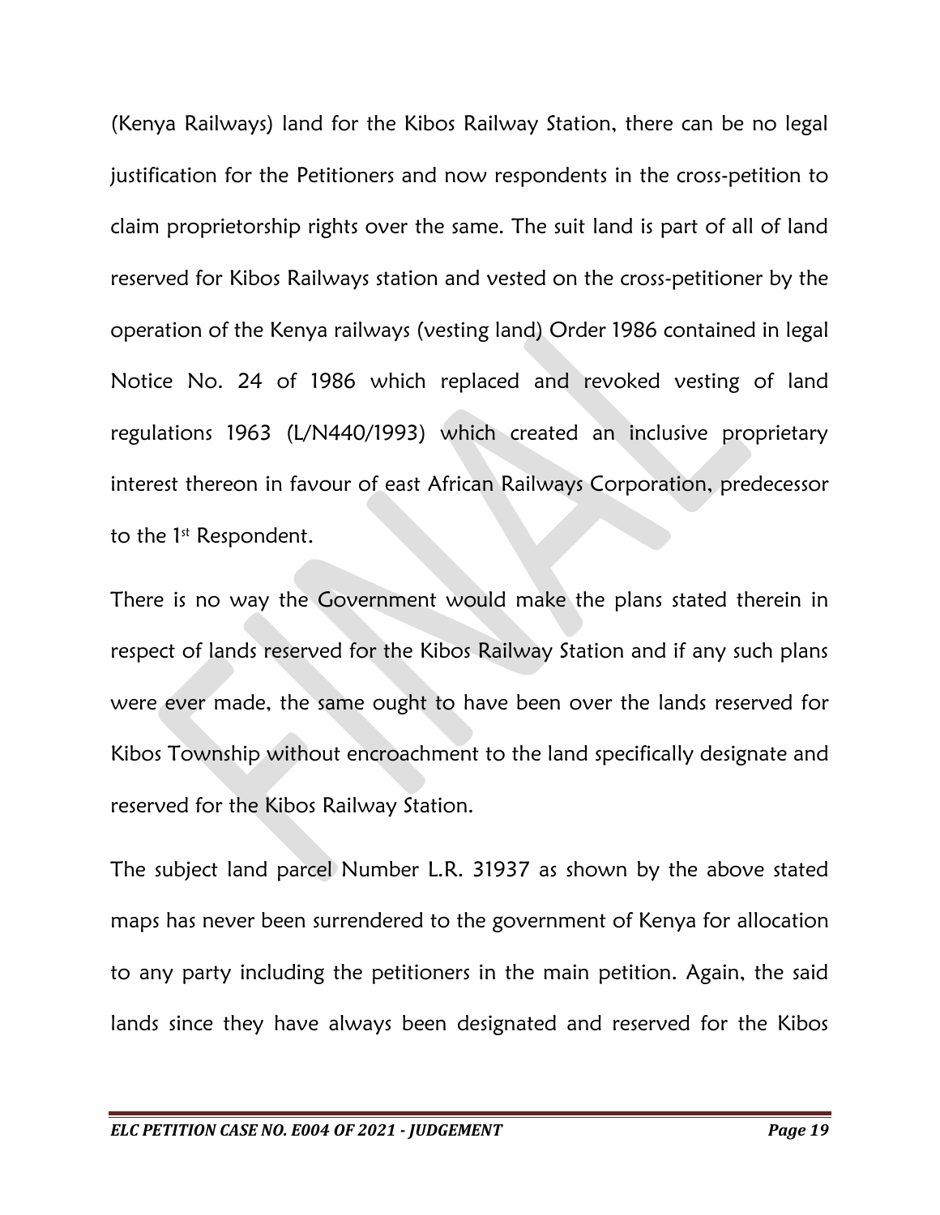(Kenya Railways) land for the Kibos Railway Station, there can be no legal justification for the Petitioners and now respondents in the cross-petition to claim proprietorship rights over the same. The suit land is part of all of land reserved for Kibos Railways station and vested on the cross-petitioner by the operation of the Kenya railways (vesting land) Order 1986 contained in legal Notice No. 24 of 1986 which replaced and revoked vesting of land regulations 1963 (L/N440/1993) which created an inclusive proprietary interest thereon in favour of east African Railways Corporation, predecessor to the 1st Respondent.

There is no way the Government would make the plans stated therein in respect of lands reserved for the Kibos Railway Station and if any such plans were ever made, the same ought to have been over the lands reserved for Kibos Township without encroachment to the land specifically designate and reserved for the Kibos Railway Station.

The subject land parcel Number L.R. 31937 as shown by the above stated maps has never been surrendered to the government of Kenya for allocation to any party including the petitioners in the main petition. Again, the said lands since they have always been designated and reserved for the Kibos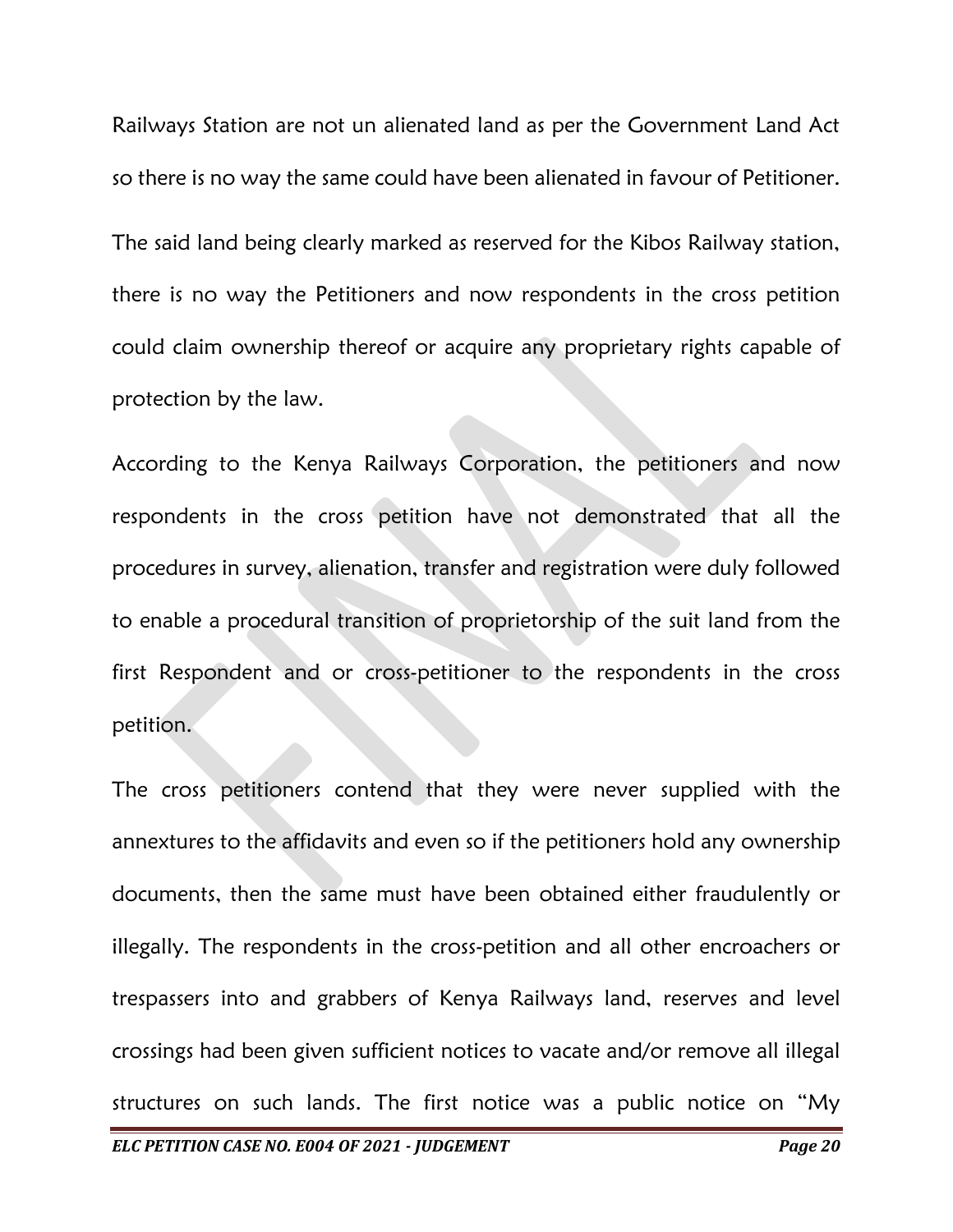Railways Station are not un alienated land as per the Government Land Act so there is no way the same could have been alienated in favour of Petitioner.

The said land being clearly marked as reserved for the Kibos Railway station, there is no way the Petitioners and now respondents in the cross petition could claim ownership thereof or acquire any proprietary rights capable of protection by the law.

According to the Kenya Railways Corporation, the petitioners and now respondents in the cross petition have not demonstrated that all the procedures in survey, alienation, transfer and registration were duly followed to enable a procedural transition of proprietorship of the suit land from the first Respondent and or cross-petitioner to the respondents in the cross petition.

The cross petitioners contend that they were never supplied with the annextures to the affidavits and even so if the petitioners hold any ownership documents, then the same must have been obtained either fraudulently or illegally. The respondents in the cross-petition and all other encroachers or trespassers into and grabbers of Kenya Railways land, reserves and level crossings had been given sufficient notices to vacate and/or remove all illegal structures on such lands. The first notice was a public notice on "My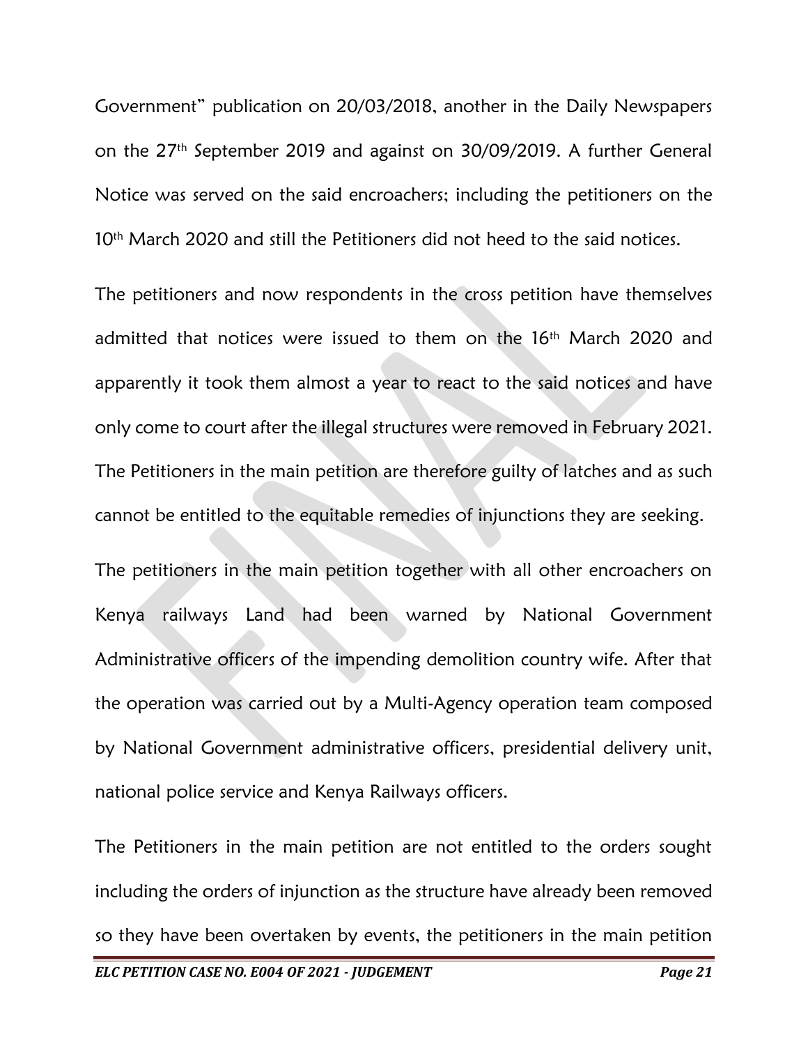Government" publication on 20/03/2018, another in the Daily Newspapers on the 27th September 2019 and against on 30/09/2019. A further General Notice was served on the said encroachers; including the petitioners on the 10th March 2020 and still the Petitioners did not heed to the said notices.

The petitioners and now respondents in the cross petition have themselves admitted that notices were issued to them on the 16th March 2020 and apparently it took them almost a year to react to the said notices and have only come to court after the illegal structures were removed in February 2021. The Petitioners in the main petition are therefore guilty of latches and as such cannot be entitled to the equitable remedies of injunctions they are seeking.

The petitioners in the main petition together with all other encroachers on Kenya railways Land had been warned by National Government Administrative officers of the impending demolition country wife. After that the operation was carried out by a Multi-Agency operation team composed by National Government administrative officers, presidential delivery unit, national police service and Kenya Railways officers.

The Petitioners in the main petition are not entitled to the orders sought including the orders of injunction as the structure have already been removed so they have been overtaken by events, the petitioners in the main petition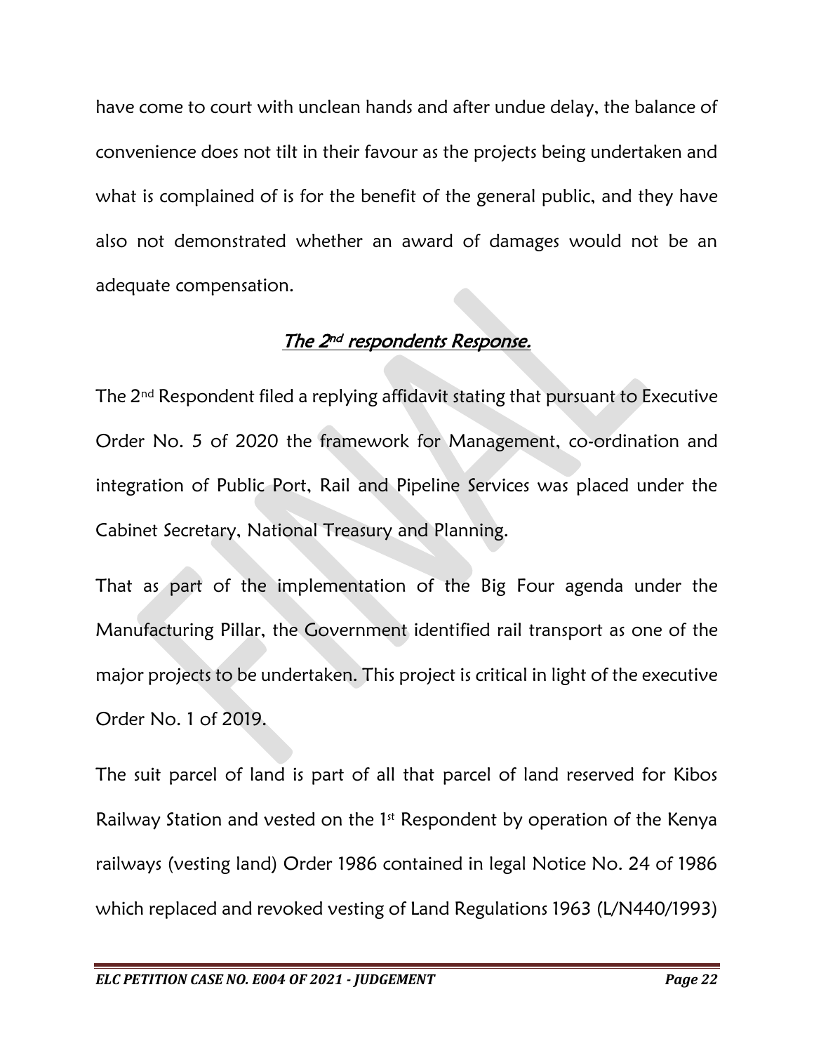have come to court with unclean hands and after undue delay, the balance of convenience does not tilt in their favour as the projects being undertaken and what is complained of is for the benefit of the general public, and they have also not demonstrated whether an award of damages would not be an adequate compensation.

## *The 2nd respondents Response.*

The 2nd Respondent filed a replying affidavit stating that pursuant to Executive Order No. 5 of 2020 the framework for Management, co-ordination and integration of Public Port, Rail and Pipeline Services was placed under the Cabinet Secretary, National Treasury and Planning.

That as part of the implementation of the Big Four agenda under the Manufacturing Pillar, the Government identified rail transport as one of the major projects to be undertaken. This project is critical in light of the executive Order No. 1 of 2019.

The suit parcel of land is part of all that parcel of land reserved for Kibos Railway Station and vested on the 1st Respondent by operation of the Kenya railways (vesting land) Order 1986 contained in legal Notice No. 24 of 1986 which replaced and revoked vesting of Land Regulations 1963 (L/N440/1993)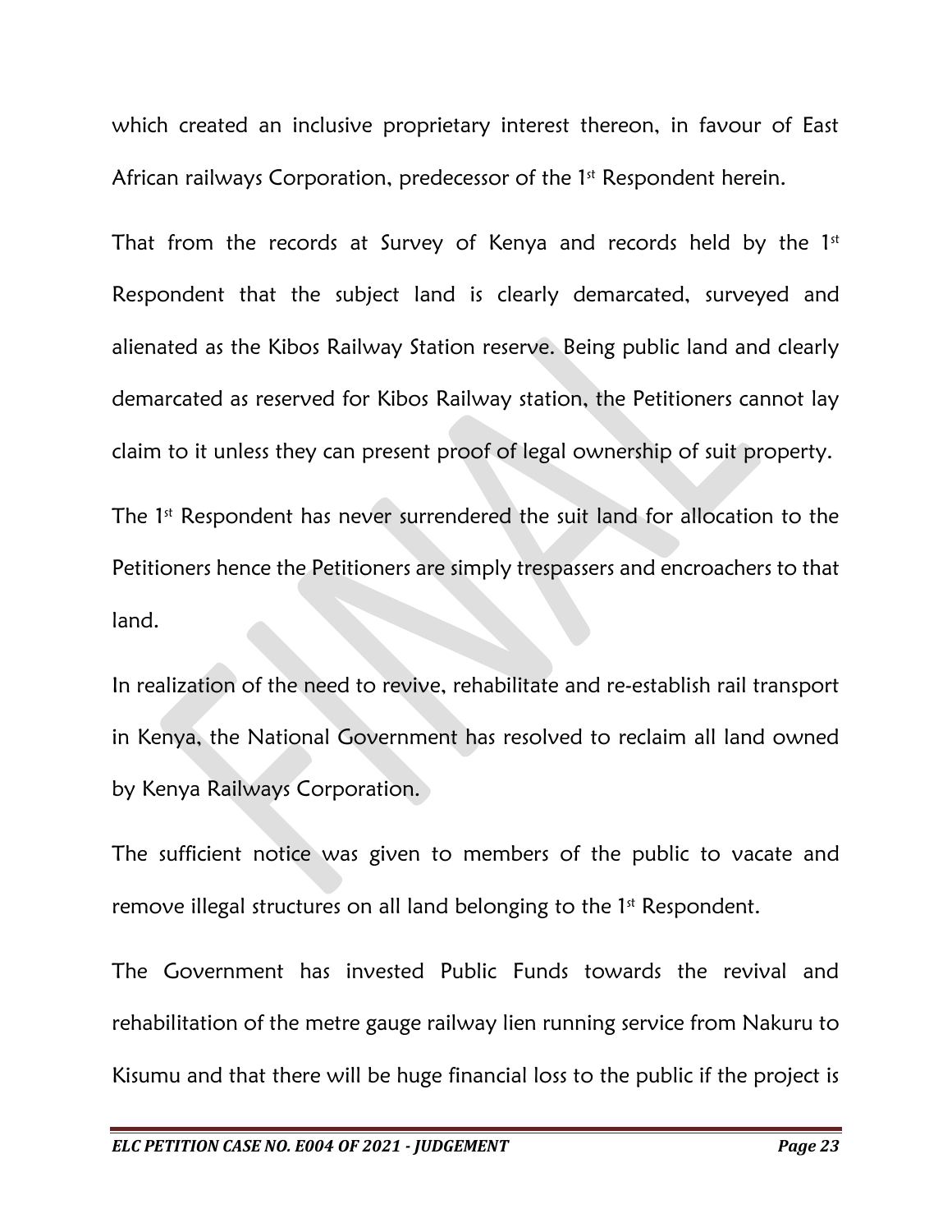which created an inclusive proprietary interest thereon, in favour of East African railways Corporation, predecessor of the 1st Respondent herein.

That from the records at Survey of Kenya and records held by the 1st Respondent that the subject land is clearly demarcated, surveyed and alienated as the Kibos Railway Station reserve. Being public land and clearly demarcated as reserved for Kibos Railway station, the Petitioners cannot lay claim to it unless they can present proof of legal ownership of suit property.

The 1st Respondent has never surrendered the suit land for allocation to the Petitioners hence the Petitioners are simply trespassers and encroachers to that land.

In realization of the need to revive, rehabilitate and re-establish rail transport in Kenya, the National Government has resolved to reclaim all land owned by Kenya Railways Corporation.

The sufficient notice was given to members of the public to vacate and remove illegal structures on all land belonging to the 1st Respondent.

The Government has invested Public Funds towards the revival and rehabilitation of the metre gauge railway lien running service from Nakuru to Kisumu and that there will be huge financial loss to the public if the project is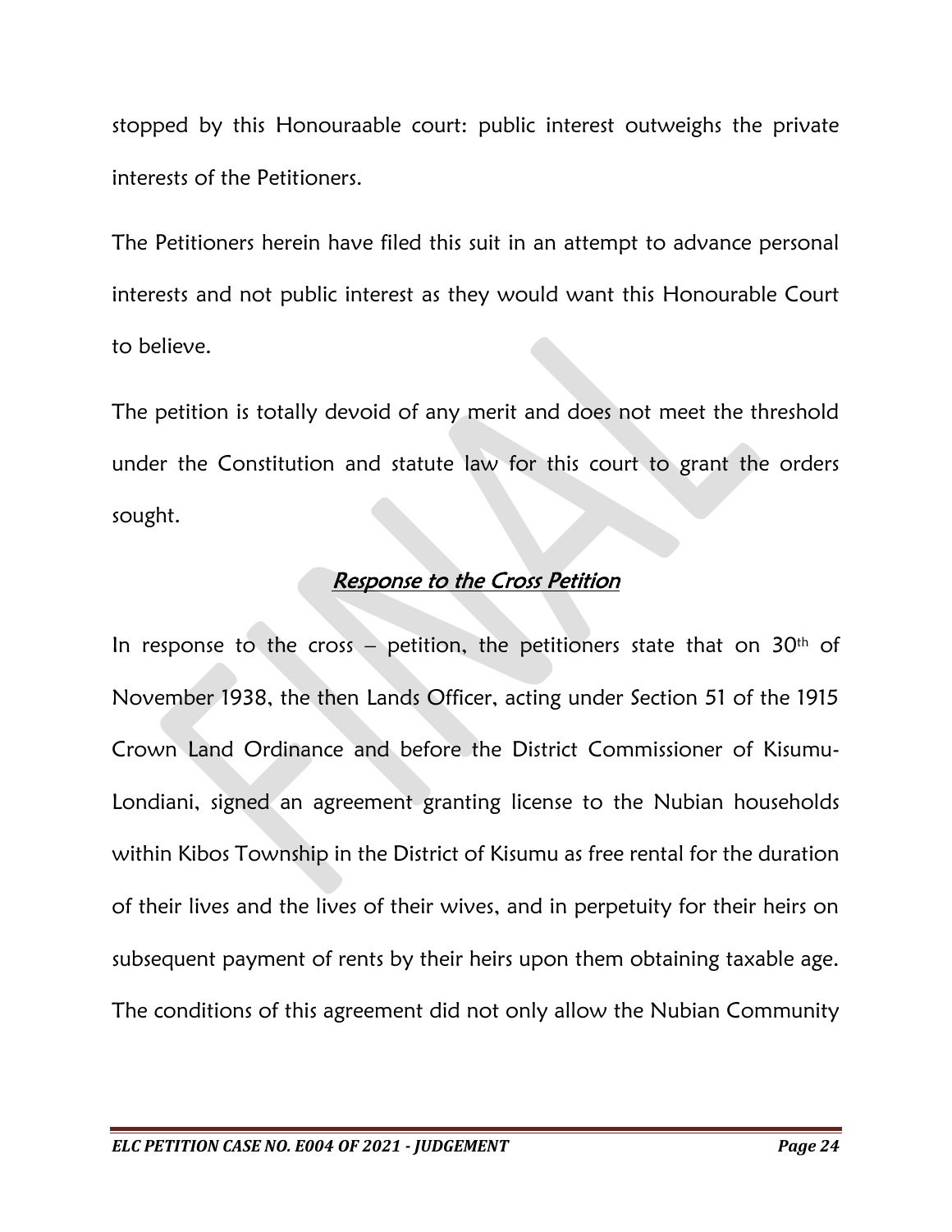stopped by this Honouraable court: public interest outweighs the private interests of the Petitioners.

The Petitioners herein have filed this suit in an attempt to advance personal interests and not public interest as they would want this Honourable Court to believe.

The petition is totally devoid of any merit and does not meet the threshold under the Constitution and statute law for this court to grant the orders sought.

## *Response to the Cross Petition*

In response to the cross – petition, the petitioners state that on 30th of November 1938, the then Lands Officer, acting under Section 51 of the 1915 Crown Land Ordinance and before the District Commissioner of Kisumu-Londiani, signed an agreement granting license to the Nubian households within Kibos Township in the District of Kisumu as free rental for the duration of their lives and the lives of their wives, and in perpetuity for their heirs on subsequent payment of rents by their heirs upon them obtaining taxable age. The conditions of this agreement did not only allow the Nubian Community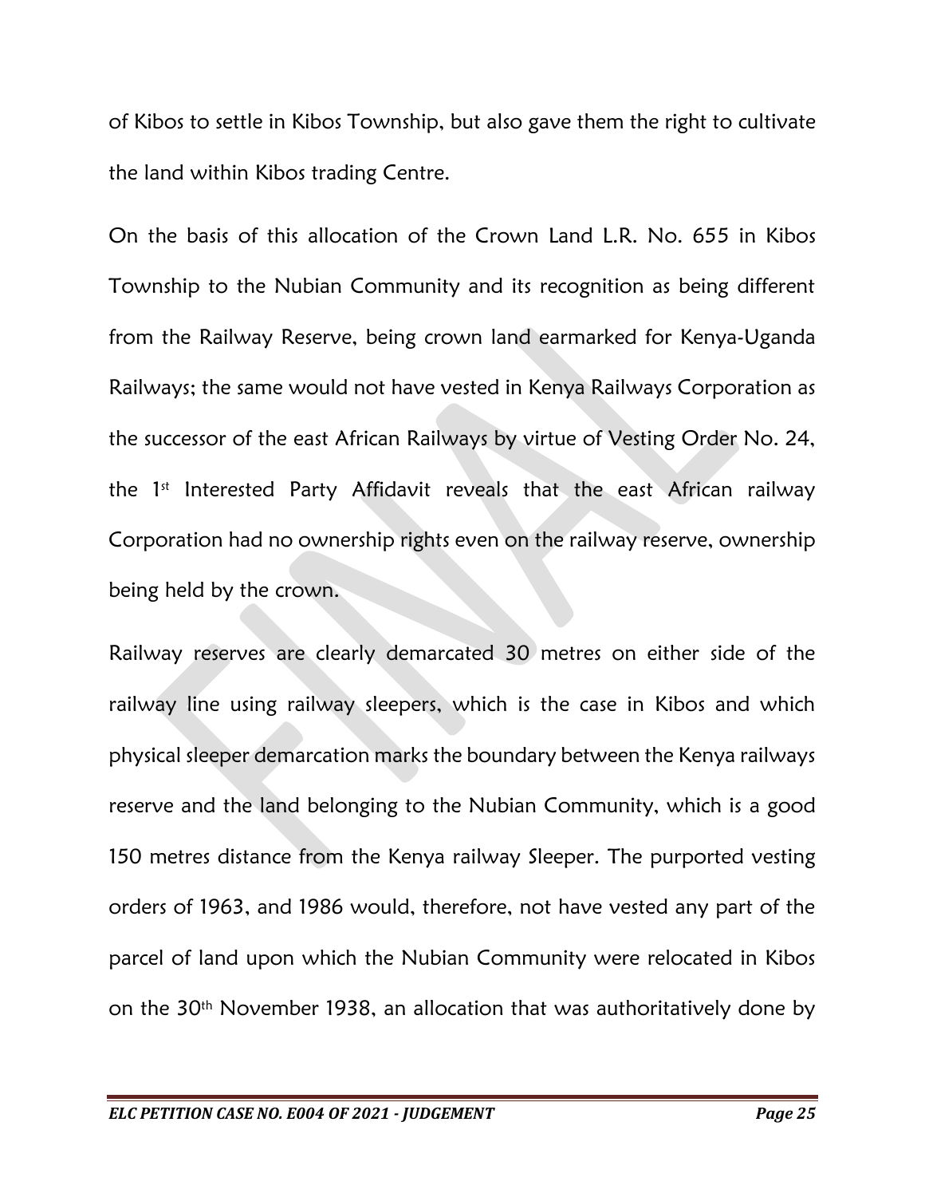of Kibos to settle in Kibos Township, but also gave them the right to cultivate the land within Kibos trading Centre.

On the basis of this allocation of the Crown Land L.R. No. 655 in Kibos Township to the Nubian Community and its recognition as being different from the Railway Reserve, being crown land earmarked for Kenya-Uganda Railways; the same would not have vested in Kenya Railways Corporation as the successor of the east African Railways by virtue of Vesting Order No. 24, the 1st Interested Party Affidavit reveals that the east African railway Corporation had no ownership rights even on the railway reserve, ownership being held by the crown.

Railway reserves are clearly demarcated 30 metres on either side of the railway line using railway sleepers, which is the case in Kibos and which physical sleeper demarcation marks the boundary between the Kenya railways reserve and the land belonging to the Nubian Community, which is a good 150 metres distance from the Kenya railway Sleeper. The purported vesting orders of 1963, and 1986 would, therefore, not have vested any part of the parcel of land upon which the Nubian Community were relocated in Kibos on the 30th November 1938, an allocation that was authoritatively done by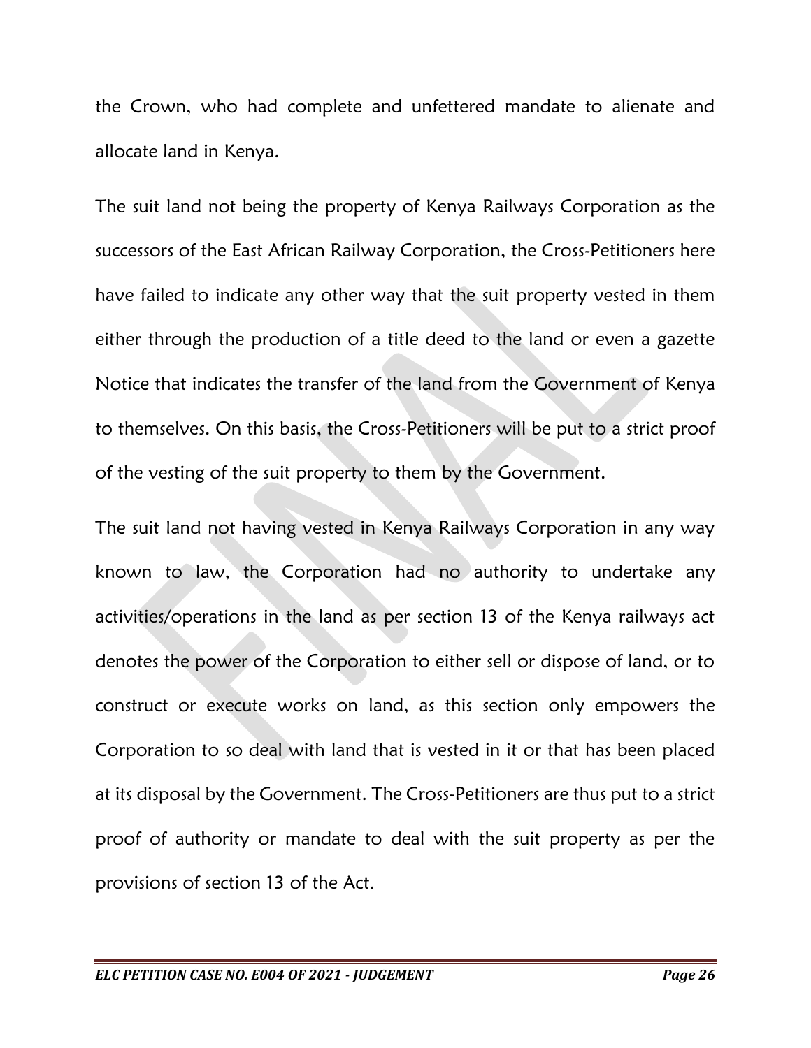the Crown, who had complete and unfettered mandate to alienate and allocate land in Kenya.

The suit land not being the property of Kenya Railways Corporation as the successors of the East African Railway Corporation, the Cross-Petitioners here have failed to indicate any other way that the suit property vested in them either through the production of a title deed to the land or even a gazette Notice that indicates the transfer of the land from the Government of Kenya to themselves. On this basis, the Cross-Petitioners will be put to a strict proof of the vesting of the suit property to them by the Government.

The suit land not having vested in Kenya Railways Corporation in any way known to law, the Corporation had no authority to undertake any activities/operations in the land as per section 13 of the Kenya railways act denotes the power of the Corporation to either sell or dispose of land, or to construct or execute works on land, as this section only empowers the Corporation to so deal with land that is vested in it or that has been placed at its disposal by the Government. The Cross-Petitioners are thus put to a strict proof of authority or mandate to deal with the suit property as per the provisions of section 13 of the Act.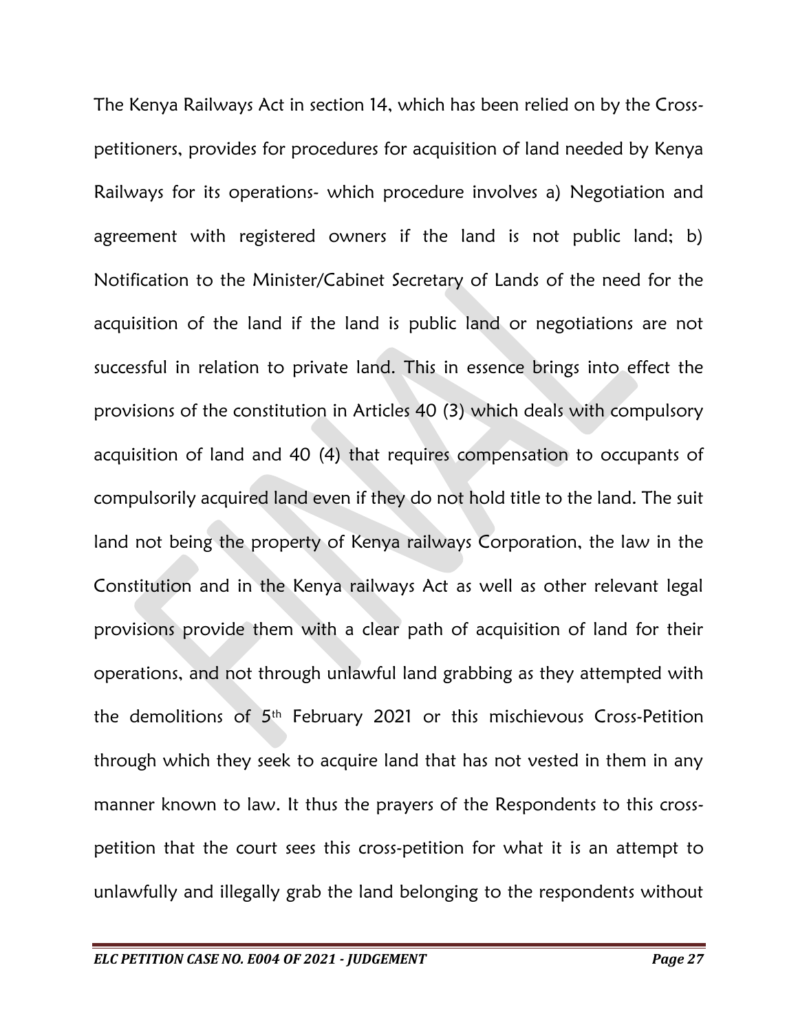The Kenya Railways Act in section 14, which has been relied on by the Cross-petitioners, provides for procedures for acquisition of land needed by Kenya Railways for its operations- which procedure involves a) Negotiation and agreement with registered owners if the land is not public land; b) Notification to the Minister/Cabinet Secretary of Lands of the need for the acquisition of the land if the land is public land or negotiations are not successful in relation to private land. This in essence brings into effect the provisions of the constitution in Articles 40 (3) which deals with compulsory acquisition of land and 40 (4) that requires compensation to occupants of compulsorily acquired land even if they do not hold title to the land. The suit land not being the property of Kenya railways Corporation, the law in the Constitution and in the Kenya railways Act as well as other relevant legal provisions provide them with a clear path of acquisition of land for their operations, and not through unlawful land grabbing as they attempted with the demolitions of 5th February 2021 or this mischievous Cross-Petition through which they seek to acquire land that has not vested in them in any manner known to law. It thus the prayers of the Respondents to this cross-petition that the court sees this cross-petition for what it is an attempt to unlawfully and illegally grab the land belonging to the respondents without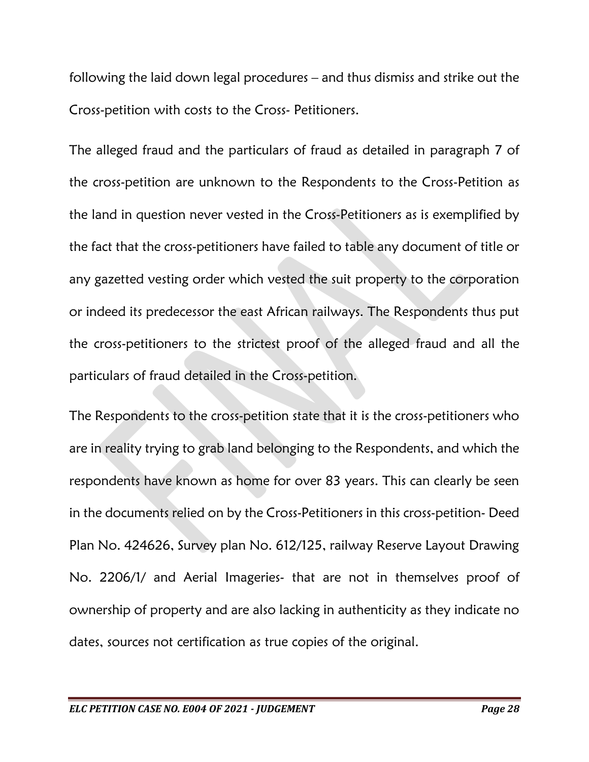following the laid down legal procedures – and thus dismiss and strike out the Cross-petition with costs to the Cross- Petitioners.

The alleged fraud and the particulars of fraud as detailed in paragraph 7 of the cross-petition are unknown to the Respondents to the Cross-Petition as the land in question never vested in the Cross-Petitioners as is exemplified by the fact that the cross-petitioners have failed to table any document of title or any gazetted vesting order which vested the suit property to the corporation or indeed its predecessor the east African railways. The Respondents thus put the cross-petitioners to the strictest proof of the alleged fraud and all the particulars of fraud detailed in the Cross-petition.

The Respondents to the cross-petition state that it is the cross-petitioners who are in reality trying to grab land belonging to the Respondents, and which the respondents have known as home for over 83 years. This can clearly be seen in the documents relied on by the Cross-Petitioners in this cross-petition- Deed Plan No. 424626, Survey plan No. 612/125, railway Reserve Layout Drawing No. 2206/1/ and Aerial Imageries- that are not in themselves proof of ownership of property and are also lacking in authenticity as they indicate no dates, sources not certification as true copies of the original.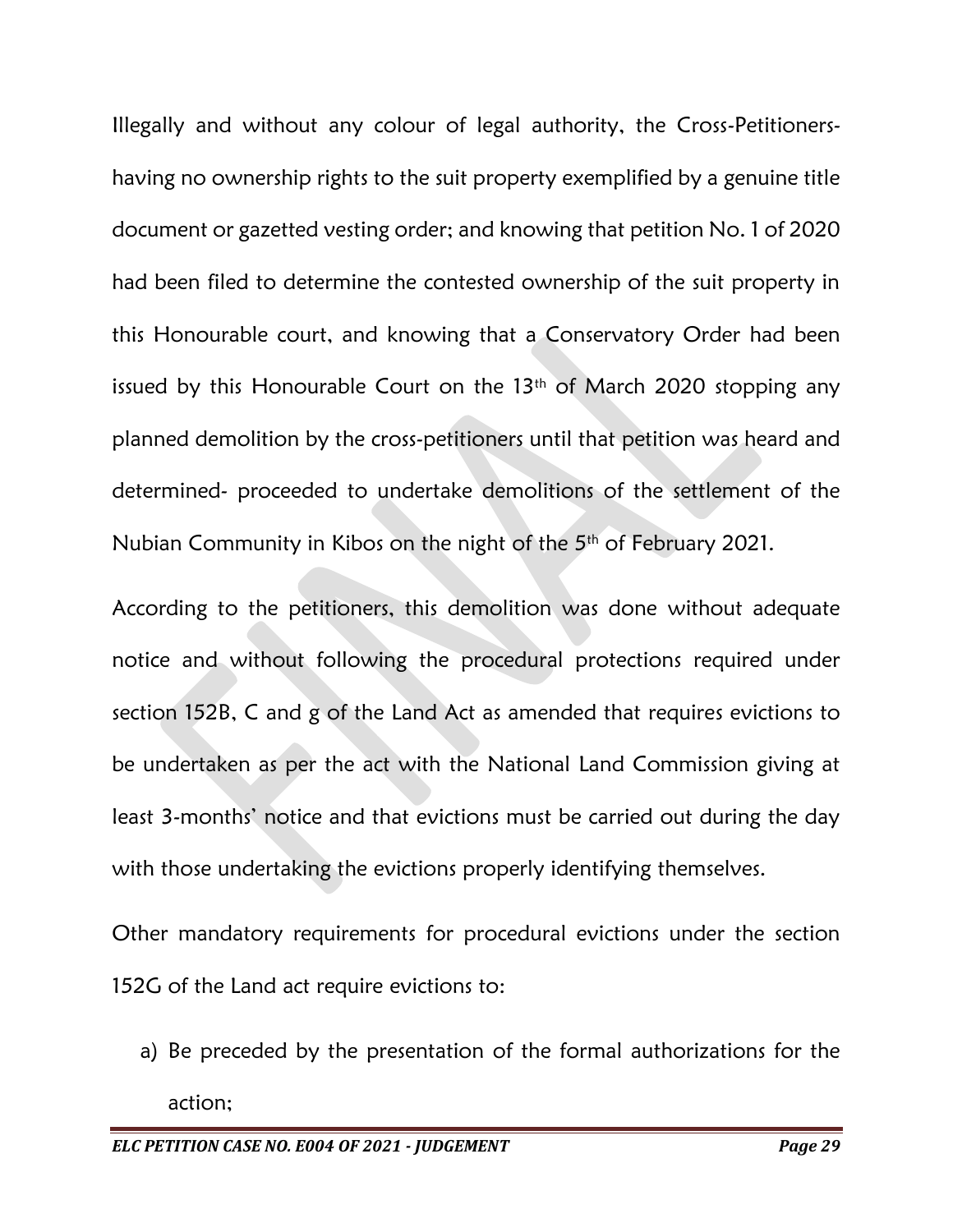Illegally and without any colour of legal authority, the Cross-Petitioners- having no ownership rights to the suit property exemplified by a genuine title document or gazetted vesting order; and knowing that petition No. 1 of 2020 had been filed to determine the contested ownership of the suit property in this Honourable court, and knowing that a Conservatory Order had been issued by this Honourable Court on the 13th of March 2020 stopping any planned demolition by the cross-petitioners until that petition was heard and determined- proceeded to undertake demolitions of the settlement of the Nubian Community in Kibos on the night of the 5th of February 2021.

According to the petitioners, this demolition was done without adequate notice and without following the procedural protections required under section 152B, C and g of the Land Act as amended that requires evictions to be undertaken as per the act with the National Land Commission giving at least 3-months' notice and that evictions must be carried out during the day with those undertaking the evictions properly identifying themselves.

Other mandatory requirements for procedural evictions under the section 152G of the Land act require evictions to:

a) Be preceded by the presentation of the formal authorizations for the action;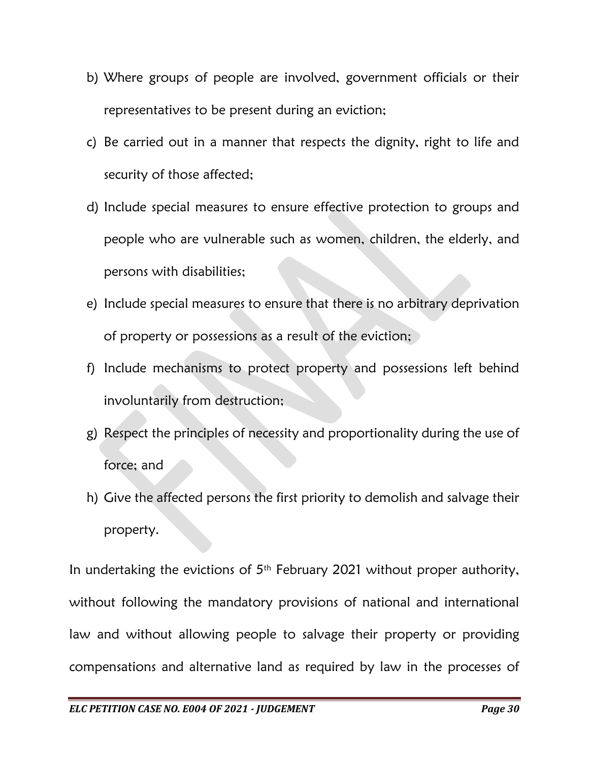b) Where groups of people are involved, government officials or their representatives to be present during an eviction;

c) Be carried out in a manner that respects the dignity, right to life and security of those affected;

d) Include special measures to ensure effective protection to groups and people who are vulnerable such as women, children, the elderly, and persons with disabilities;

e) Include special measures to ensure that there is no arbitrary deprivation of property or possessions as a result of the eviction;

f) Include mechanisms to protect property and possessions left behind involuntarily from destruction;

g) Respect the principles of necessity and proportionality during the use of force; and

h) Give the affected persons the first priority to demolish and salvage their property.

In undertaking the evictions of 5th February 2021 without proper authority, without following the mandatory provisions of national and international law and without allowing people to salvage their property or providing compensations and alternative land as required by law in the processes of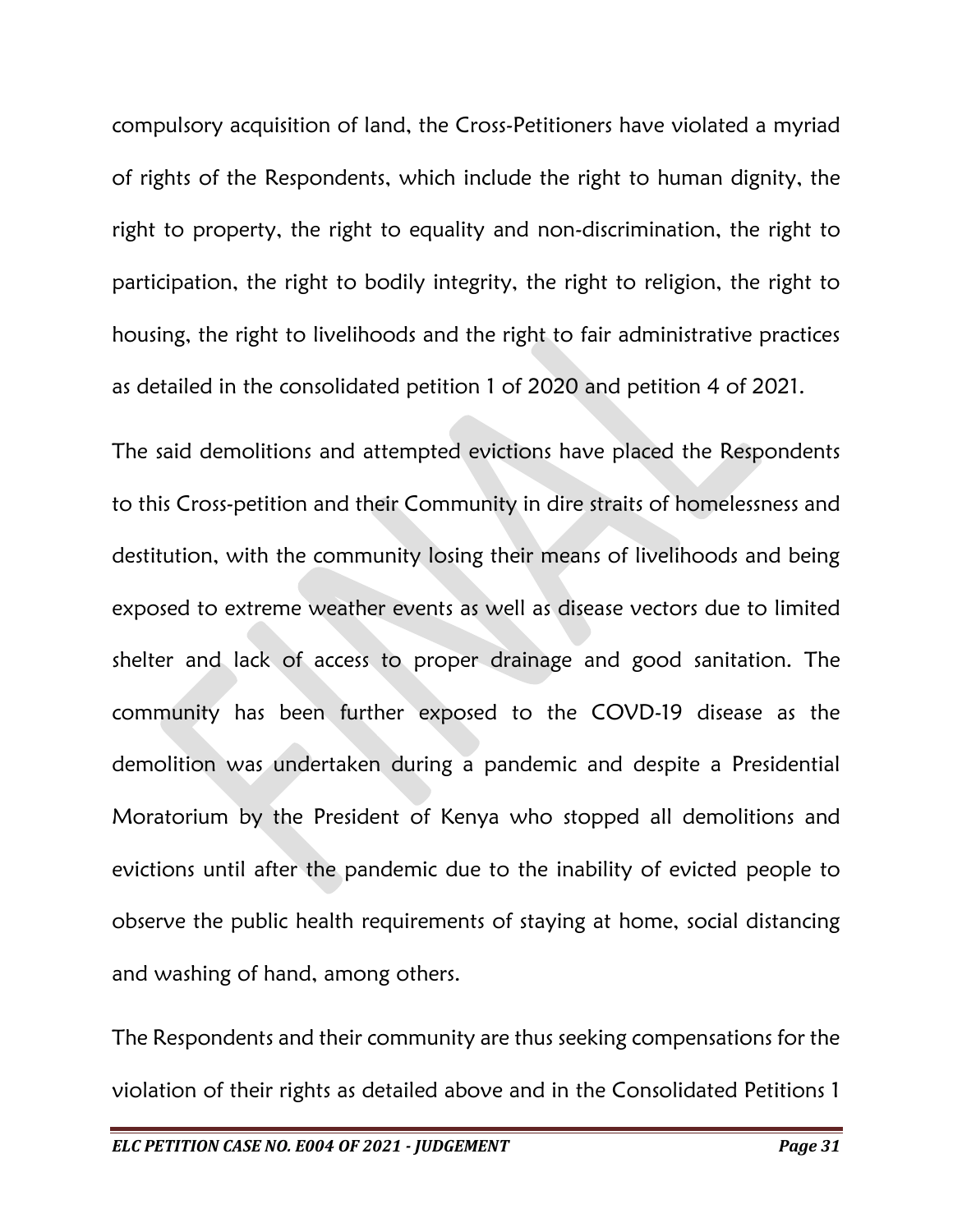compulsory acquisition of land, the Cross-Petitioners have violated a myriad of rights of the Respondents, which include the right to human dignity, the right to property, the right to equality and non-discrimination, the right to participation, the right to bodily integrity, the right to religion, the right to housing, the right to livelihoods and the right to fair administrative practices as detailed in the consolidated petition 1 of 2020 and petition 4 of 2021.

The said demolitions and attempted evictions have placed the Respondents to this Cross-petition and their Community in dire straits of homelessness and destitution, with the community losing their means of livelihoods and being exposed to extreme weather events as well as disease vectors due to limited shelter and lack of access to proper drainage and good sanitation. The community has been further exposed to the COVD-19 disease as the demolition was undertaken during a pandemic and despite a Presidential Moratorium by the President of Kenya who stopped all demolitions and evictions until after the pandemic due to the inability of evicted people to observe the public health requirements of staying at home, social distancing and washing of hand, among others.

The Respondents and their community are thus seeking compensations for the violation of their rights as detailed above and in the Consolidated Petitions 1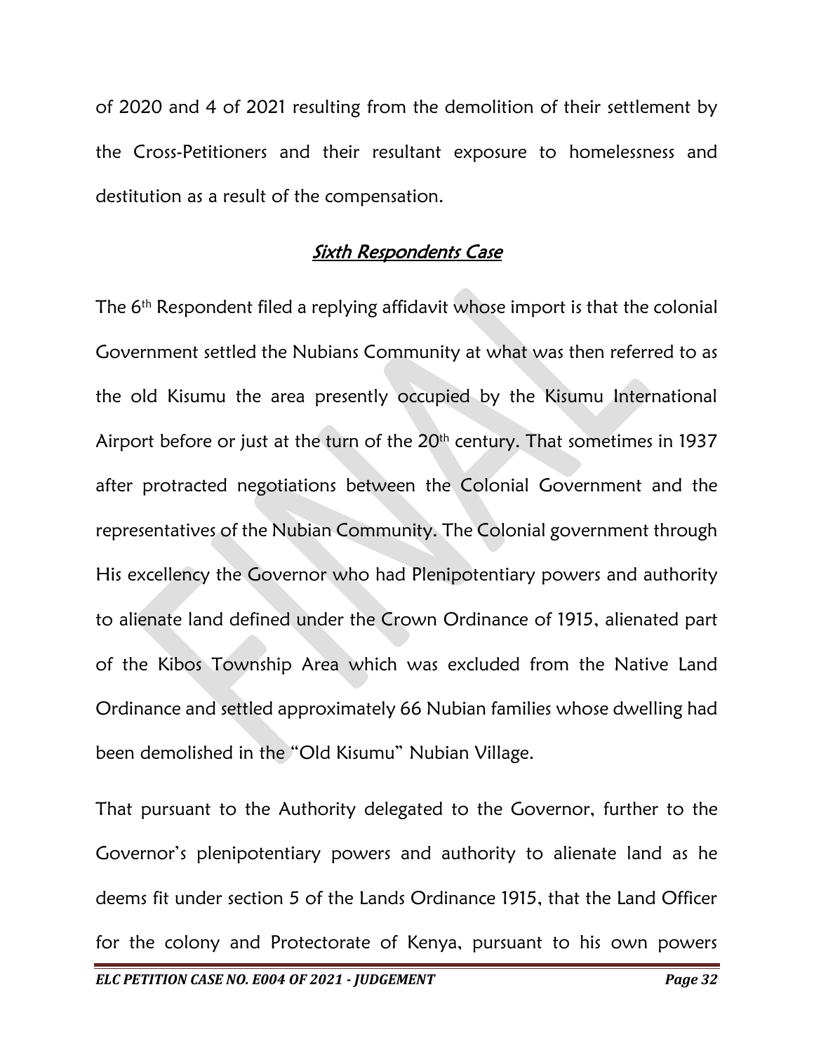of 2020 and 4 of 2021 resulting from the demolition of their settlement by the Cross-Petitioners and their resultant exposure to homelessness and destitution as a result of the compensation.

## *Sixth Respondents Case*

The 6th Respondent filed a replying affidavit whose import is that the colonial Government settled the Nubians Community at what was then referred to as the old Kisumu the area presently occupied by the Kisumu International Airport before or just at the turn of the 20th century. That sometimes in 1937 after protracted negotiations between the Colonial Government and the representatives of the Nubian Community. The Colonial government through His excellency the Governor who had Plenipotentiary powers and authority to alienate land defined under the Crown Ordinance of 1915, alienated part of the Kibos Township Area which was excluded from the Native Land Ordinance and settled approximately 66 Nubian families whose dwelling had been demolished in the "Old Kisumu" Nubian Village.

That pursuant to the Authority delegated to the Governor, further to the Governor's plenipotentiary powers and authority to alienate land as he deems fit under section 5 of the Lands Ordinance 1915, that the Land Officer for the colony and Protectorate of Kenya, pursuant to his own powers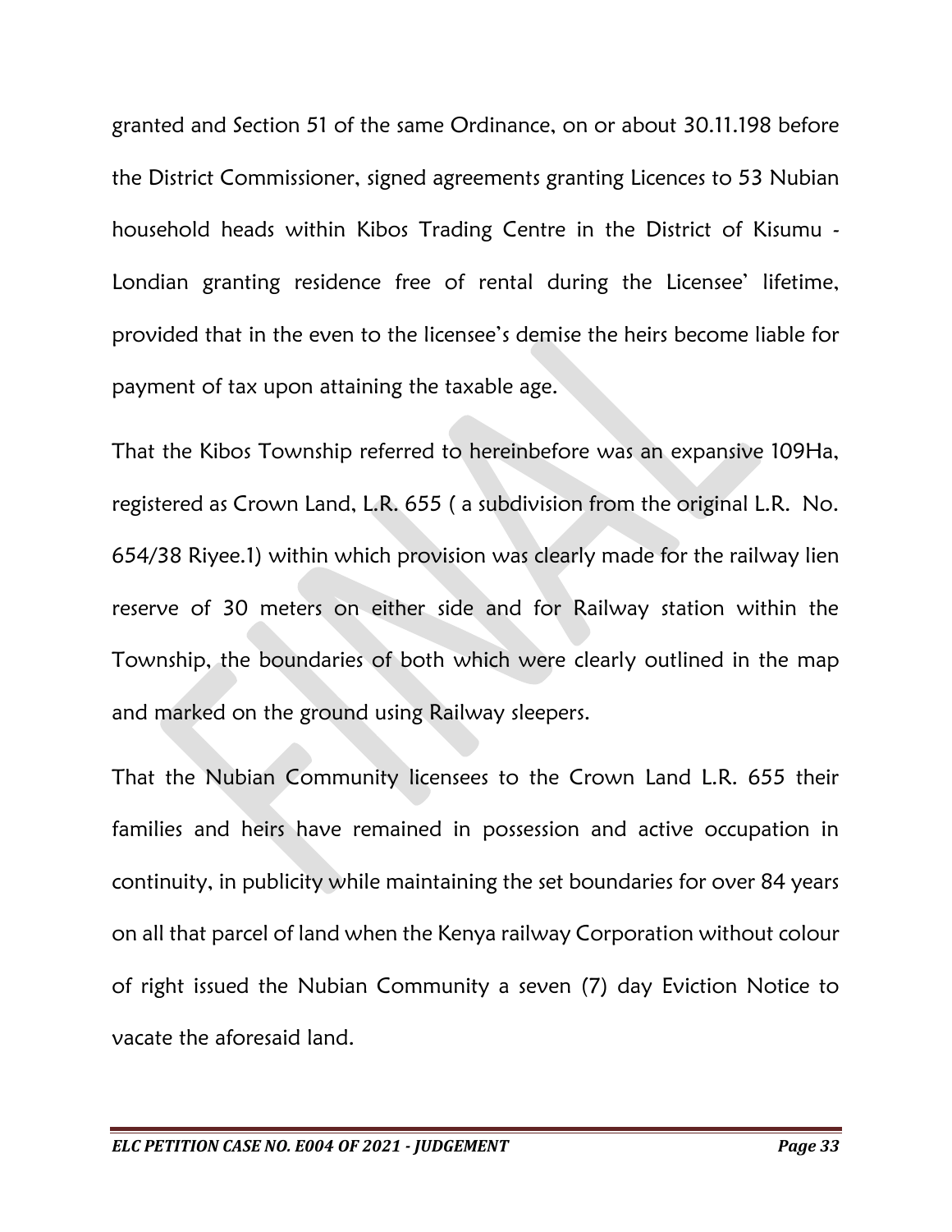granted and Section 51 of the same Ordinance, on or about 30.11.198 before the District Commissioner, signed agreements granting Licences to 53 Nubian household heads within Kibos Trading Centre in the District of Kisumu - Londian granting residence free of rental during the Licensee' lifetime, provided that in the even to the licensee's demise the heirs become liable for payment of tax upon attaining the taxable age.

That the Kibos Township referred to hereinbefore was an expansive 109Ha, registered as Crown Land, L.R. 655 ( a subdivision from the original L.R. No. 654/38 Riyee.1) within which provision was clearly made for the railway lien reserve of 30 meters on either side and for Railway station within the Township, the boundaries of both which were clearly outlined in the map and marked on the ground using Railway sleepers.

That the Nubian Community licensees to the Crown Land L.R. 655 their families and heirs have remained in possession and active occupation in continuity, in publicity while maintaining the set boundaries for over 84 years on all that parcel of land when the Kenya railway Corporation without colour of right issued the Nubian Community a seven (7) day Eviction Notice to vacate the aforesaid land.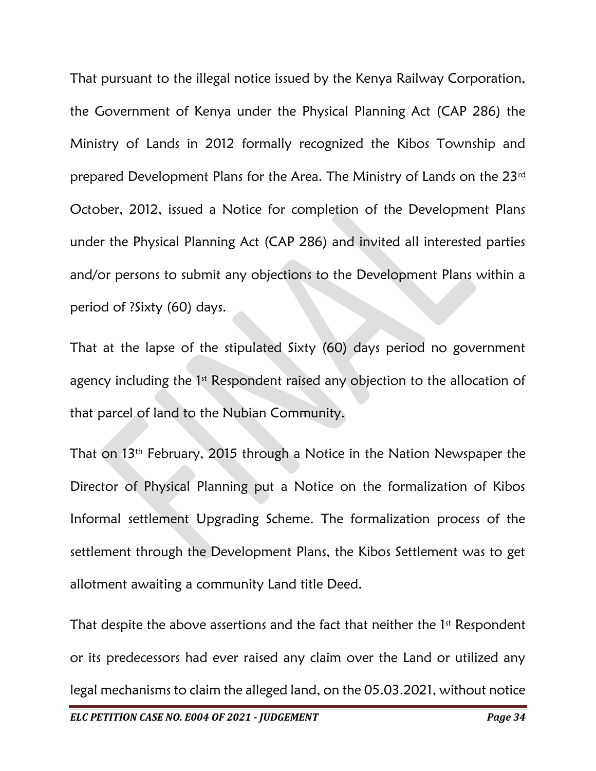That pursuant to the illegal notice issued by the Kenya Railway Corporation, the Government of Kenya under the Physical Planning Act (CAP 286) the Ministry of Lands in 2012 formally recognized the Kibos Township and prepared Development Plans for the Area. The Ministry of Lands on the 23rd October, 2012, issued a Notice for completion of the Development Plans under the Physical Planning Act (CAP 286) and invited all interested parties and/or persons to submit any objections to the Development Plans within a period of ?Sixty (60) days.

That at the lapse of the stipulated Sixty (60) days period no government agency including the 1st Respondent raised any objection to the allocation of that parcel of land to the Nubian Community.

That on 13th February, 2015 through a Notice in the Nation Newspaper the Director of Physical Planning put a Notice on the formalization of Kibos Informal settlement Upgrading Scheme. The formalization process of the settlement through the Development Plans, the Kibos Settlement was to get allotment awaiting a community Land title Deed.

That despite the above assertions and the fact that neither the 1st Respondent or its predecessors had ever raised any claim over the Land or utilized any legal mechanisms to claim the alleged land, on the 05.03.2021, without notice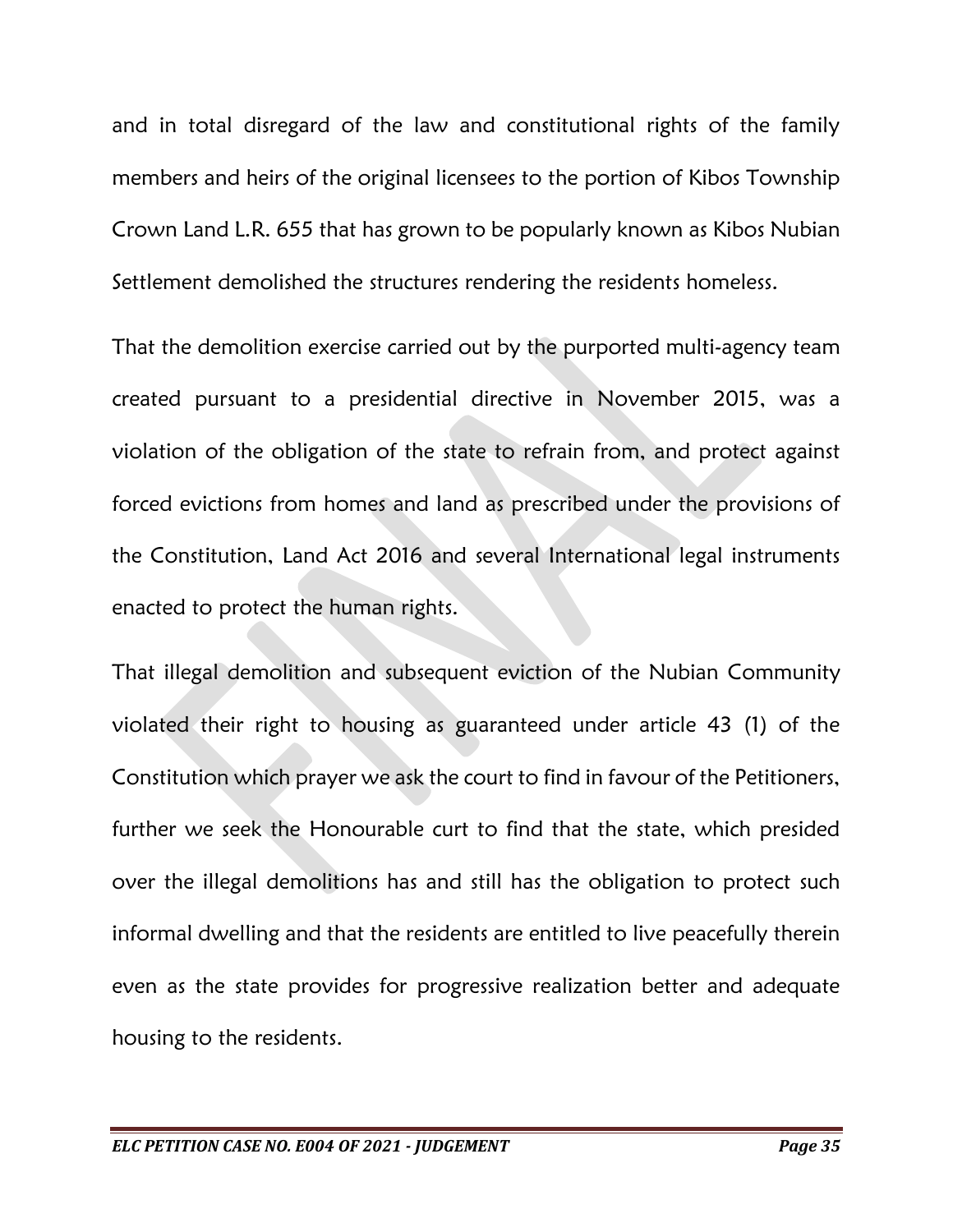and in total disregard of the law and constitutional rights of the family members and heirs of the original licensees to the portion of Kibos Township Crown Land L.R. 655 that has grown to be popularly known as Kibos Nubian Settlement demolished the structures rendering the residents homeless.

That the demolition exercise carried out by the purported multi-agency team created pursuant to a presidential directive in November 2015, was a violation of the obligation of the state to refrain from, and protect against forced evictions from homes and land as prescribed under the provisions of the Constitution, Land Act 2016 and several International legal instruments enacted to protect the human rights.

That illegal demolition and subsequent eviction of the Nubian Community violated their right to housing as guaranteed under article 43 (1) of the Constitution which prayer we ask the court to find in favour of the Petitioners, further we seek the Honourable curt to find that the state, which presided over the illegal demolitions has and still has the obligation to protect such informal dwelling and that the residents are entitled to live peacefully therein even as the state provides for progressive realization better and adequate housing to the residents.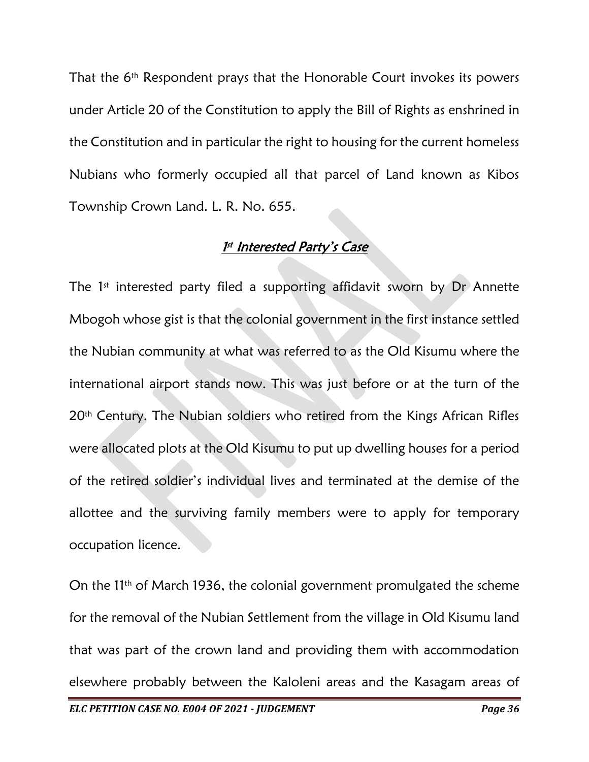That the 6th Respondent prays that the Honorable Court invokes its powers under Article 20 of the Constitution to apply the Bill of Rights as enshrined in the Constitution and in particular the right to housing for the current homeless Nubians who formerly occupied all that parcel of Land known as Kibos Township Crown Land. L. R. No. 655.

## *1st Interested Party's Case*

The 1st interested party filed a supporting affidavit sworn by Dr Annette Mbogoh whose gist is that the colonial government in the first instance settled the Nubian community at what was referred to as the Old Kisumu where the international airport stands now. This was just before or at the turn of the 20th Century. The Nubian soldiers who retired from the Kings African Rifles were allocated plots at the Old Kisumu to put up dwelling houses for a period of the retired soldier's individual lives and terminated at the demise of the allottee and the surviving family members were to apply for temporary occupation licence.

On the 11th of March 1936, the colonial government promulgated the scheme for the removal of the Nubian Settlement from the village in Old Kisumu land that was part of the crown land and providing them with accommodation elsewhere probably between the Kaloleni areas and the Kasagam areas of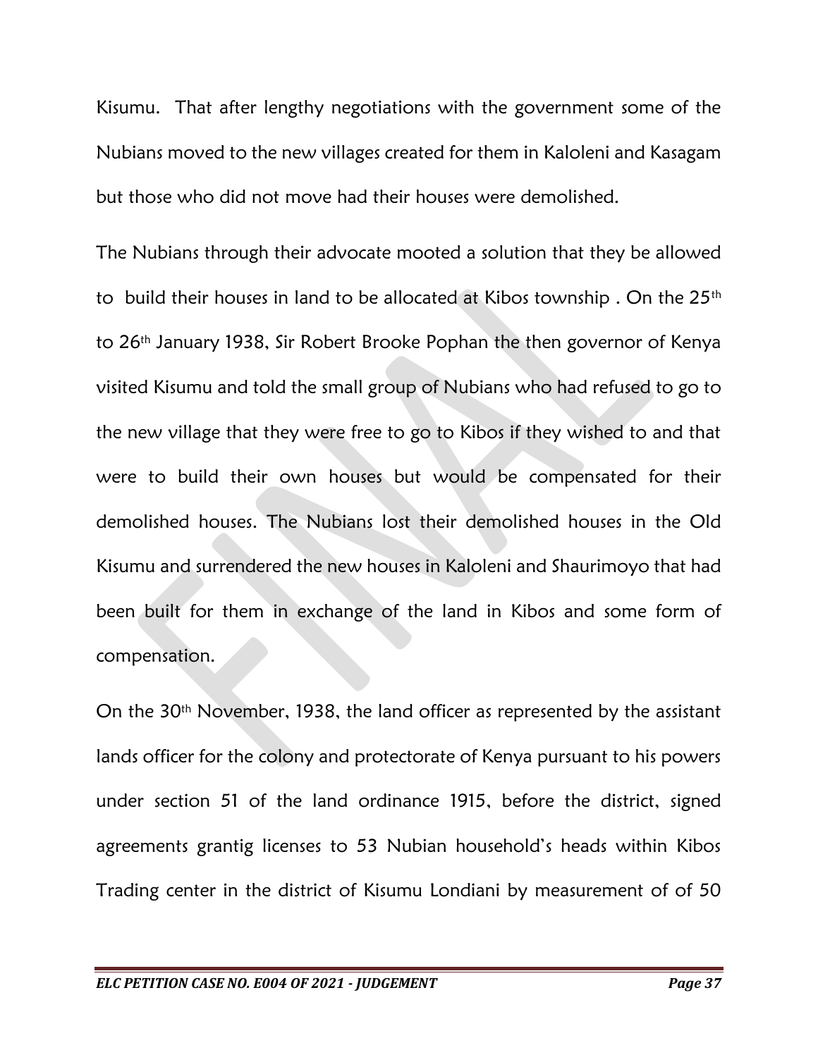Kisumu. That after lengthy negotiations with the government some of the Nubians moved to the new villages created for them in Kaloleni and Kasagam but those who did not move had their houses were demolished.

The Nubians through their advocate mooted a solution that they be allowed to build their houses in land to be allocated at Kibos township . On the 25th to 26th January 1938, Sir Robert Brooke Pophan the then governor of Kenya visited Kisumu and told the small group of Nubians who had refused to go to the new village that they were free to go to Kibos if they wished to and that were to build their own houses but would be compensated for their demolished houses. The Nubians lost their demolished houses in the Old Kisumu and surrendered the new houses in Kaloleni and Shaurimoyo that had been built for them in exchange of the land in Kibos and some form of compensation.

On the 30th November, 1938, the land officer as represented by the assistant lands officer for the colony and protectorate of Kenya pursuant to his powers under section 51 of the land ordinance 1915, before the district, signed agreements grantig licenses to 53 Nubian household's heads within Kibos Trading center in the district of Kisumu Londiani by measurement of of 50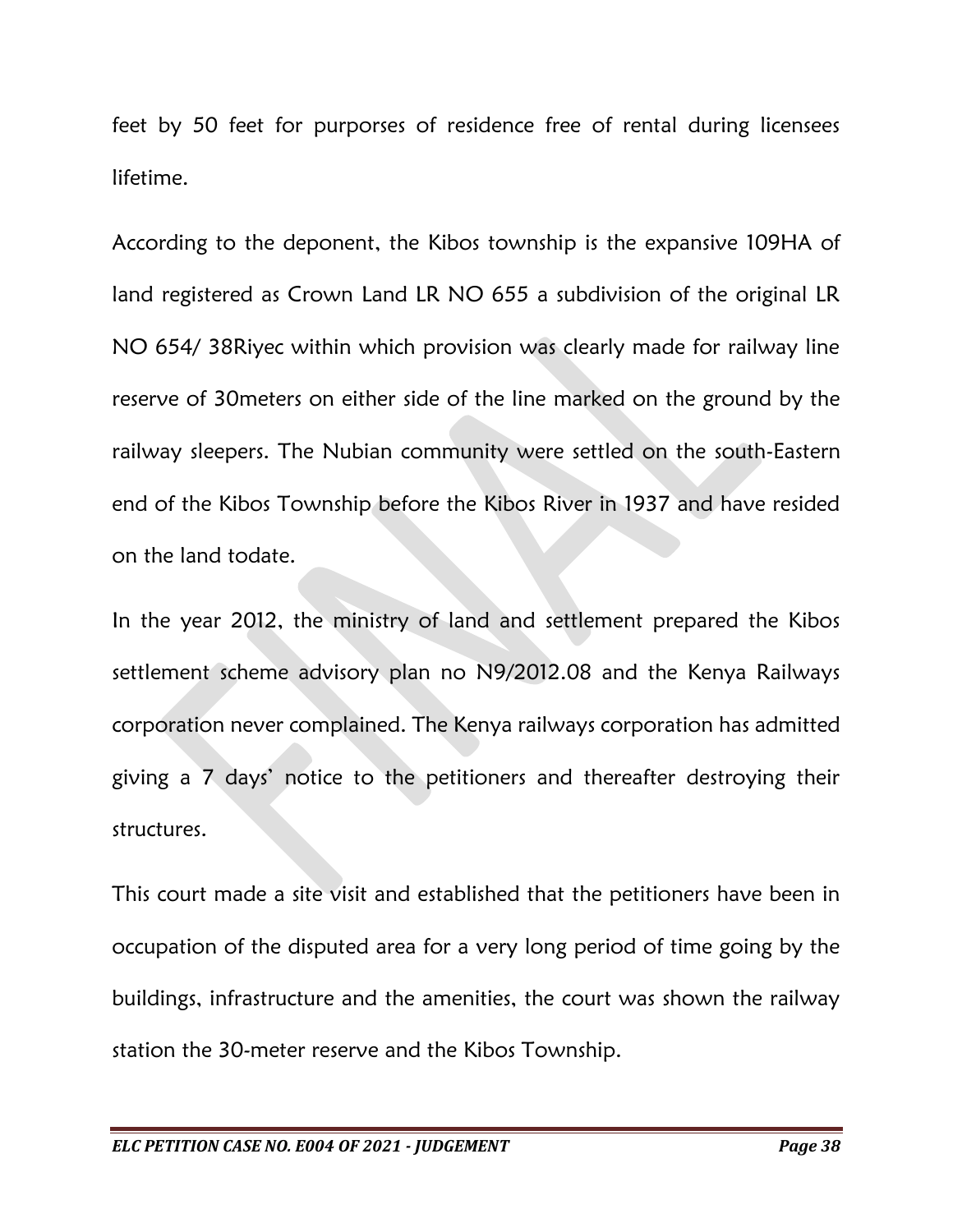feet by 50 feet for purporses of residence free of rental during licensees lifetime.

According to the deponent, the Kibos township is the expansive 109HA of land registered as Crown Land LR NO 655 a subdivision of the original LR NO 654/ 38Riyec within which provision was clearly made for railway line reserve of 30meters on either side of the line marked on the ground by the railway sleepers. The Nubian community were settled on the south-Eastern end of the Kibos Township before the Kibos River in 1937 and have resided on the land todate.

In the year 2012, the ministry of land and settlement prepared the Kibos settlement scheme advisory plan no N9/2012.08 and the Kenya Railways corporation never complained. The Kenya railways corporation has admitted giving a 7 days' notice to the petitioners and thereafter destroying their structures.

This court made a site visit and established that the petitioners have been in occupation of the disputed area for a very long period of time going by the buildings, infrastructure and the amenities, the court was shown the railway station the 30-meter reserve and the Kibos Township.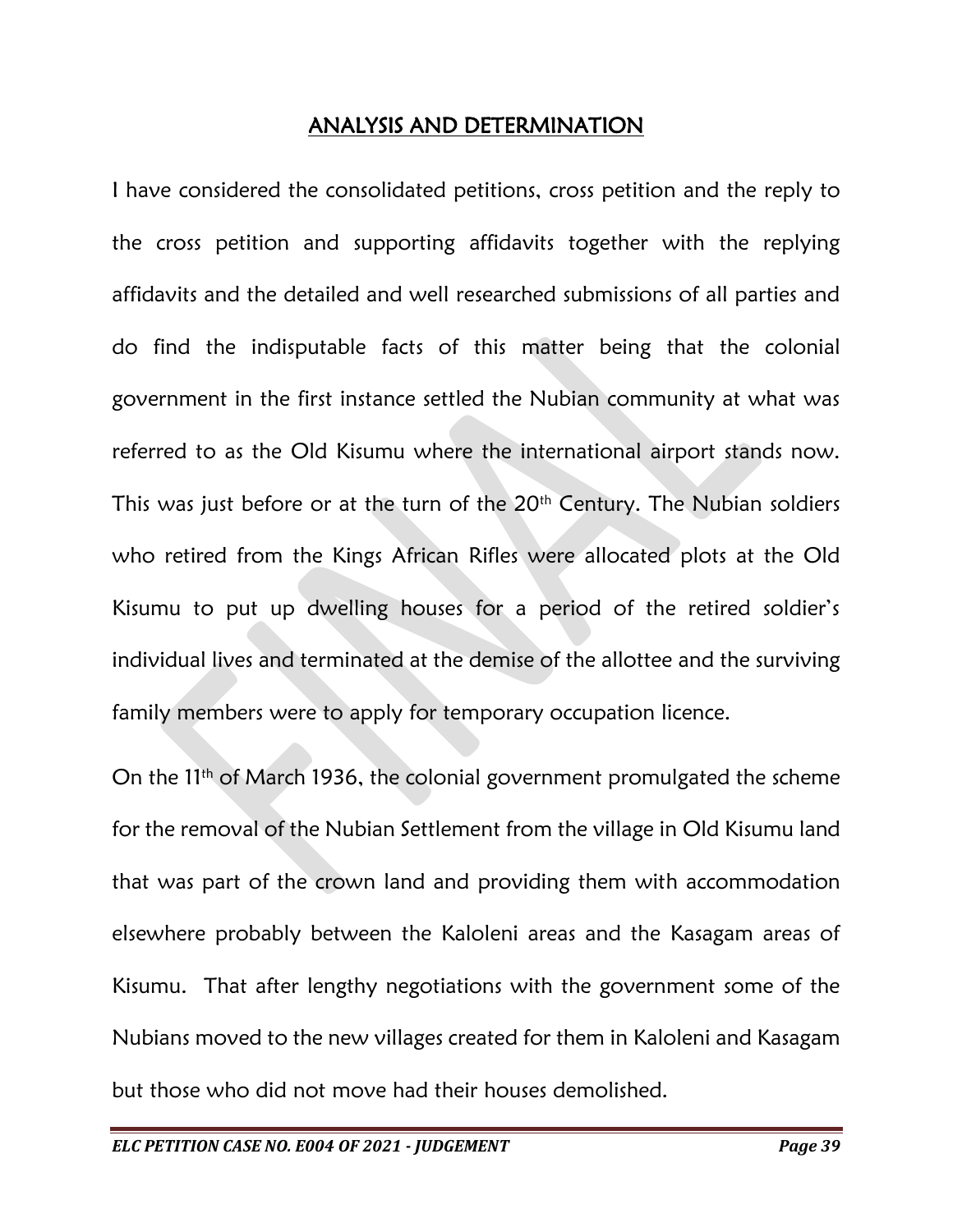## ANALYSIS AND DETERMINATION

I have considered the consolidated petitions, cross petition and the reply to the cross petition and supporting affidavits together with the replying affidavits and the detailed and well researched submissions of all parties and do find the indisputable facts of this matter being that the colonial government in the first instance settled the Nubian community at what was referred to as the Old Kisumu where the international airport stands now. This was just before or at the turn of the 20th Century. The Nubian soldiers who retired from the Kings African Rifles were allocated plots at the Old Kisumu to put up dwelling houses for a period of the retired soldier's individual lives and terminated at the demise of the allottee and the surviving family members were to apply for temporary occupation licence.

On the 11th of March 1936, the colonial government promulgated the scheme for the removal of the Nubian Settlement from the village in Old Kisumu land that was part of the crown land and providing them with accommodation elsewhere probably between the Kaloleni areas and the Kasagam areas of Kisumu. That after lengthy negotiations with the government some of the Nubians moved to the new villages created for them in Kaloleni and Kasagam but those who did not move had their houses demolished.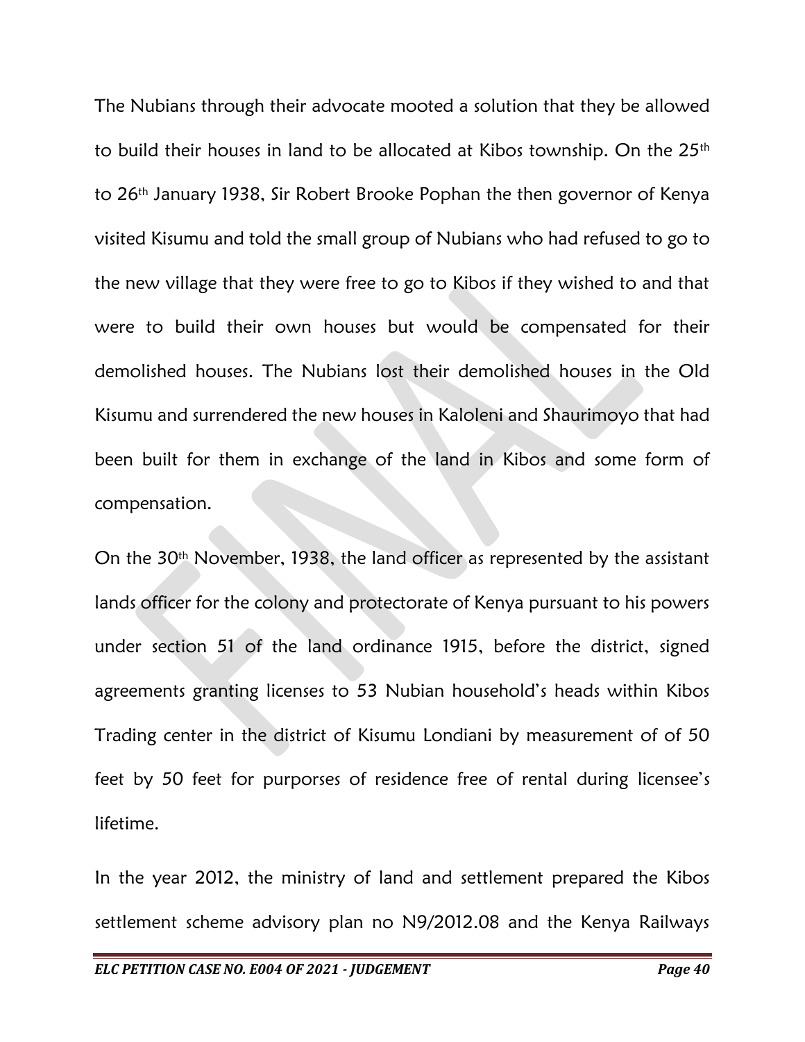The Nubians through their advocate mooted a solution that they be allowed to build their houses in land to be allocated at Kibos township. On the 25th to 26th January 1938, Sir Robert Brooke Pophan the then governor of Kenya visited Kisumu and told the small group of Nubians who had refused to go to the new village that they were free to go to Kibos if they wished to and that were to build their own houses but would be compensated for their demolished houses. The Nubians lost their demolished houses in the Old Kisumu and surrendered the new houses in Kaloleni and Shaurimoyo that had been built for them in exchange of the land in Kibos and some form of compensation.

On the 30th November, 1938, the land officer as represented by the assistant lands officer for the colony and protectorate of Kenya pursuant to his powers under section 51 of the land ordinance 1915, before the district, signed agreements granting licenses to 53 Nubian household's heads within Kibos Trading center in the district of Kisumu Londiani by measurement of of 50 feet by 50 feet for purporses of residence free of rental during licensee's lifetime.

In the year 2012, the ministry of land and settlement prepared the Kibos settlement scheme advisory plan no N9/2012.08 and the Kenya Railways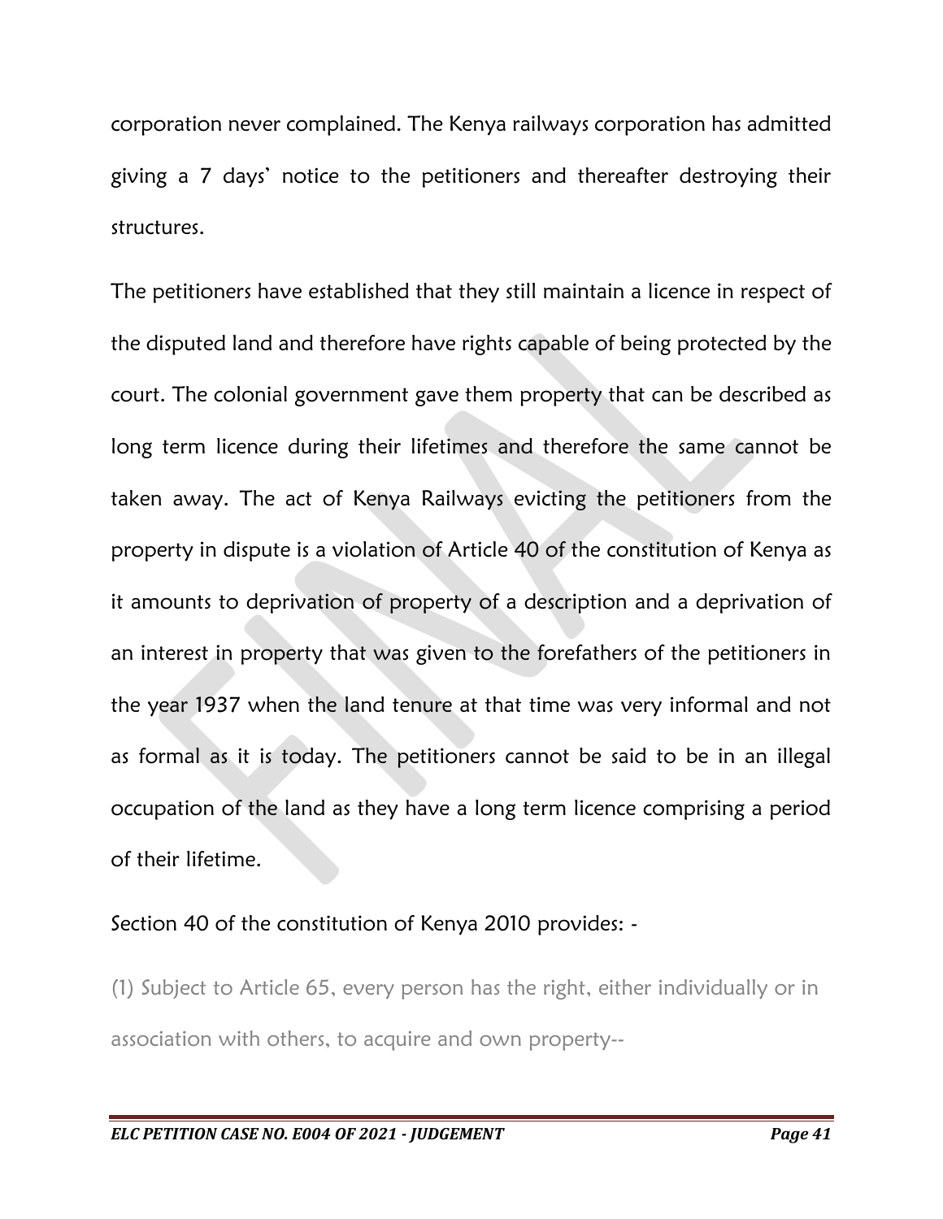corporation never complained. The Kenya railways corporation has admitted giving a 7 days' notice to the petitioners and thereafter destroying their structures.

The petitioners have established that they still maintain a licence in respect of the disputed land and therefore have rights capable of being protected by the court. The colonial government gave them property that can be described as long term licence during their lifetimes and therefore the same cannot be taken away. The act of Kenya Railways evicting the petitioners from the property in dispute is a violation of Article 40 of the constitution of Kenya as it amounts to deprivation of property of a description and a deprivation of an interest in property that was given to the forefathers of the petitioners in the year 1937 when the land tenure at that time was very informal and not as formal as it is today. The petitioners cannot be said to be in an illegal occupation of the land as they have a long term licence comprising a period of their lifetime.

Section 40 of the constitution of Kenya 2010 provides: -

(1) Subject to Article 65, every person has the right, either individually or in association with others, to acquire and own property--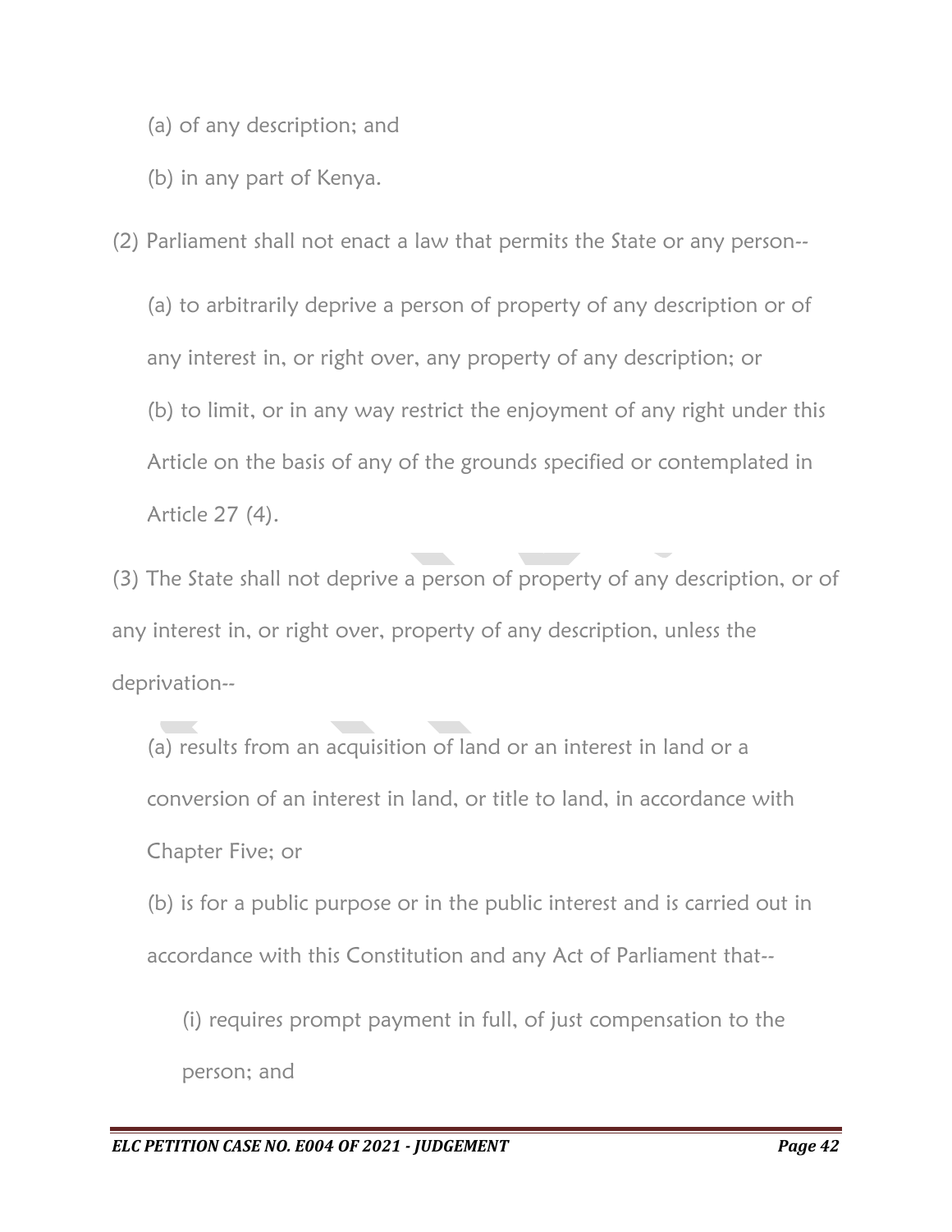(a) of any description; and

(b) in any part of Kenya.

(2) Parliament shall not enact a law that permits the State or any person--

(a) to arbitrarily deprive a person of property of any description or of any interest in, or right over, any property of any description; or

(b) to limit, or in any way restrict the enjoyment of any right under this Article on the basis of any of the grounds specified or contemplated in Article 27 (4).

(3) The State shall not deprive a person of property of any description, or of any interest in, or right over, property of any description, unless the deprivation--

(a) results from an acquisition of land or an interest in land or a conversion of an interest in land, or title to land, in accordance with Chapter Five; or

(b) is for a public purpose or in the public interest and is carried out in accordance with this Constitution and any Act of Parliament that--

(i) requires prompt payment in full, of just compensation to the person; and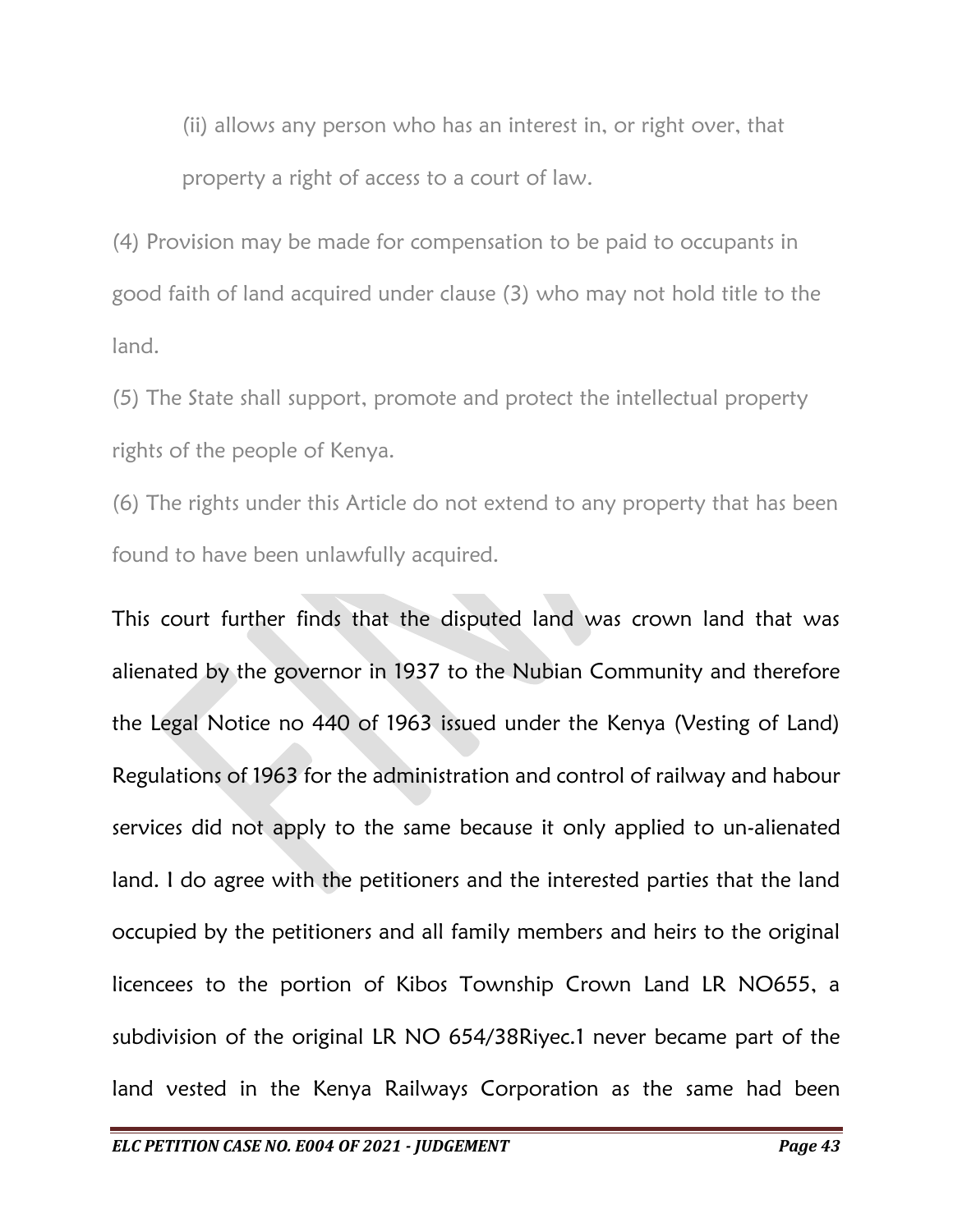(ii) allows any person who has an interest in, or right over, that property a right of access to a court of law.

(4) Provision may be made for compensation to be paid to occupants in good faith of land acquired under clause (3) who may not hold title to the land.

(5) The State shall support, promote and protect the intellectual property rights of the people of Kenya.

(6) The rights under this Article do not extend to any property that has been found to have been unlawfully acquired.

This court further finds that the disputed land was crown land that was alienated by the governor in 1937 to the Nubian Community and therefore the Legal Notice no 440 of 1963 issued under the Kenya (Vesting of Land) Regulations of 1963 for the administration and control of railway and habour services did not apply to the same because it only applied to un-alienated land. I do agree with the petitioners and the interested parties that the land occupied by the petitioners and all family members and heirs to the original licencees to the portion of Kibos Township Crown Land LR NO655, a subdivision of the original LR NO 654/38Riyec.1 never became part of the land vested in the Kenya Railways Corporation as the same had been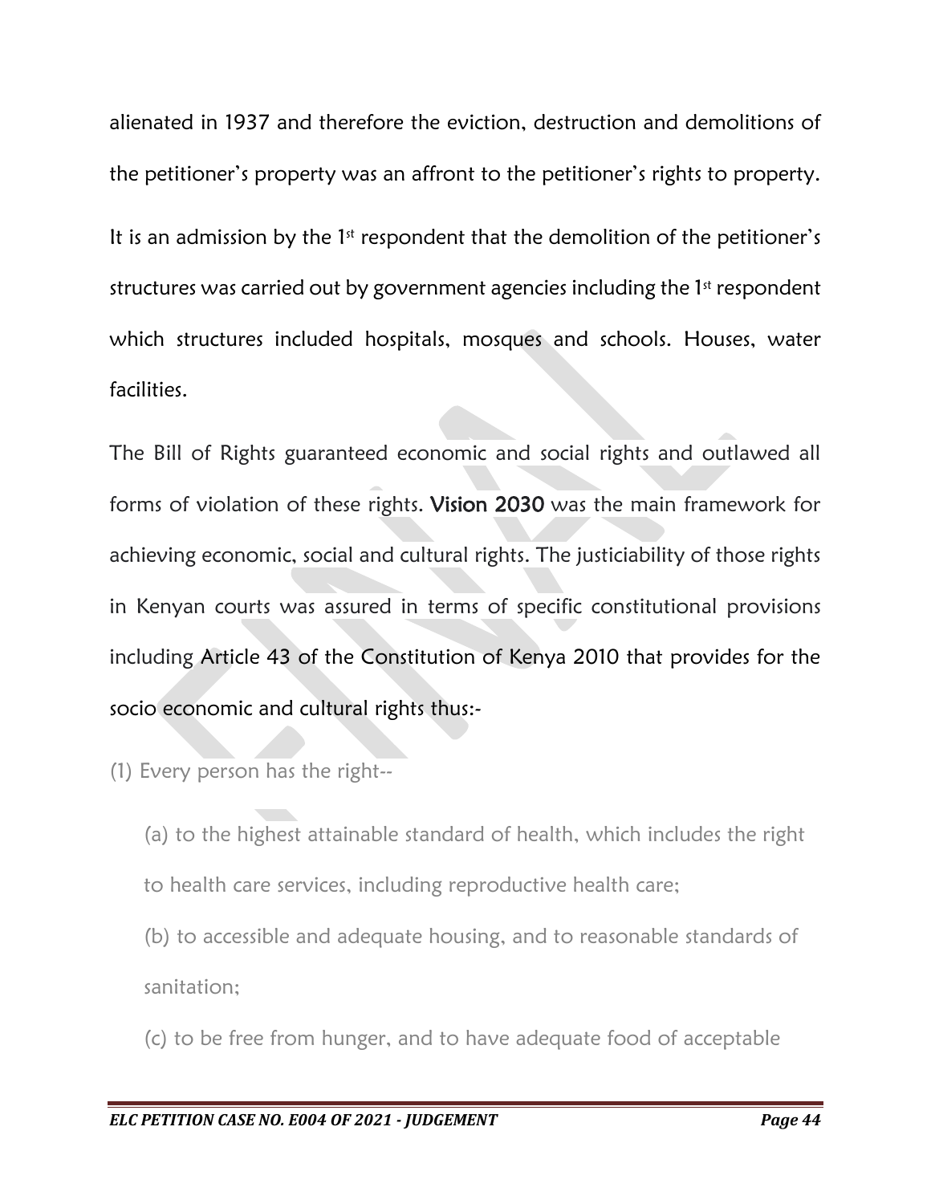alienated in 1937 and therefore the eviction, destruction and demolitions of the petitioner's property was an affront to the petitioner's rights to property.

It is an admission by the 1st respondent that the demolition of the petitioner's structures was carried out by government agencies including the 1st respondent which structures included hospitals, mosques and schools. Houses, water facilities.

The Bill of Rights guaranteed economic and social rights and outlawed all forms of violation of these rights. **Vision 2030** was the main framework for achieving economic, social and cultural rights. The justiciability of those rights in Kenyan courts was assured in terms of specific constitutional provisions including Article 43 of the Constitution of Kenya 2010 that provides for the socio economic and cultural rights thus:-

(1) Every person has the right--

(a) to the highest attainable standard of health, which includes the right to health care services, including reproductive health care;

(b) to accessible and adequate housing, and to reasonable standards of sanitation;

(c) to be free from hunger, and to have adequate food of acceptable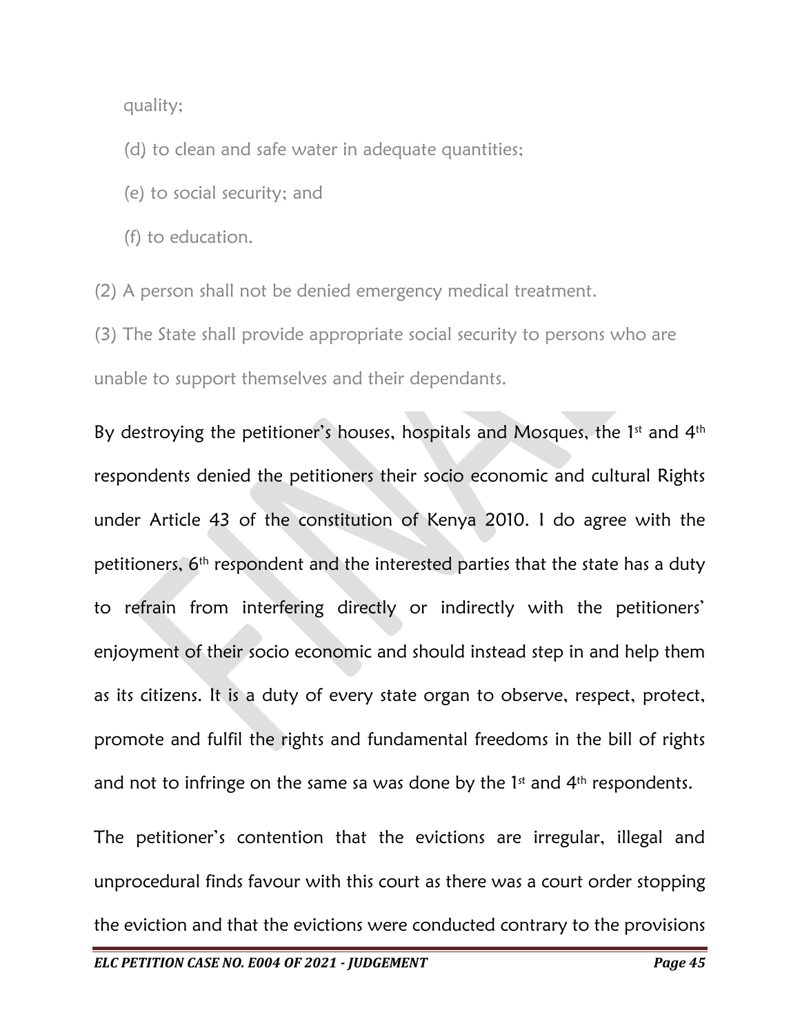quality;

(d) to clean and safe water in adequate quantities;

(e) to social security; and

(f) to education.

(2) A person shall not be denied emergency medical treatment.

(3) The State shall provide appropriate social security to persons who are unable to support themselves and their dependants.

By destroying the petitioner's houses, hospitals and Mosques, the 1st and 4th respondents denied the petitioners their socio economic and cultural Rights under Article 43 of the constitution of Kenya 2010. I do agree with the petitioners, 6th respondent and the interested parties that the state has a duty to refrain from interfering directly or indirectly with the petitioners' enjoyment of their socio economic and should instead step in and help them as its citizens. It is a duty of every state organ to observe, respect, protect, promote and fulfil the rights and fundamental freedoms in the bill of rights and not to infringe on the same sa was done by the 1st and 4th respondents.

The petitioner's contention that the evictions are irregular, illegal and unprocedural finds favour with this court as there was a court order stopping the eviction and that the evictions were conducted contrary to the provisions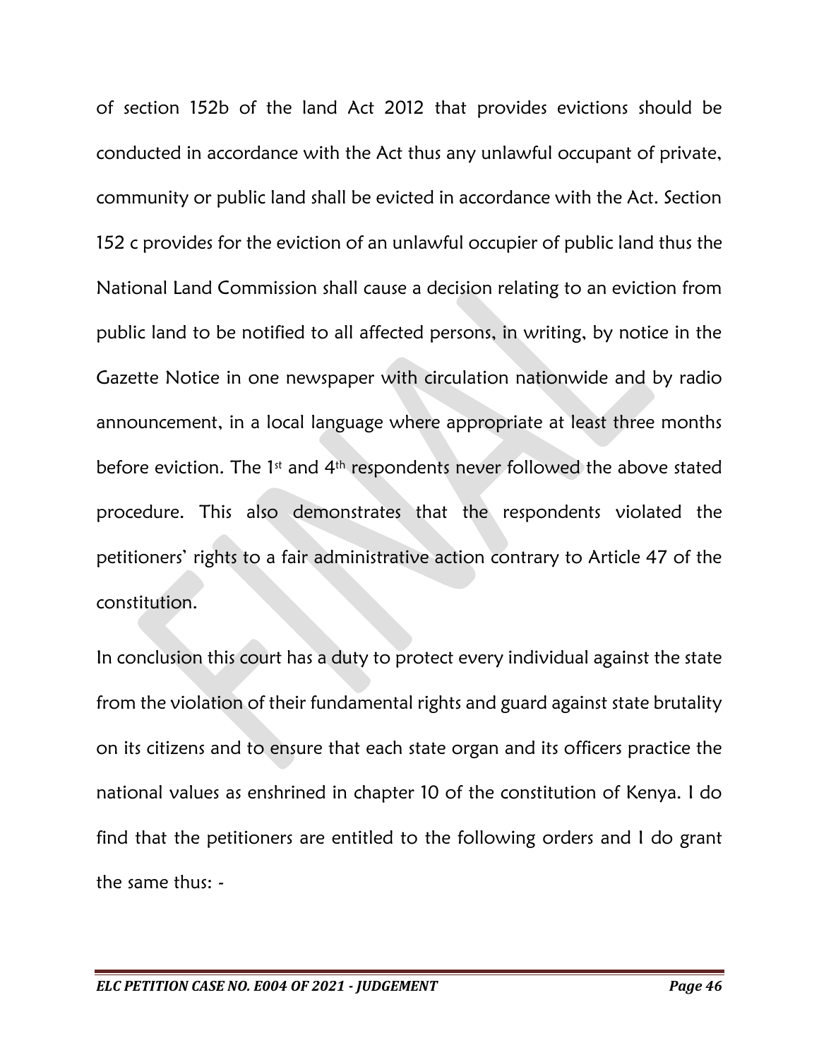of section 152b of the land Act 2012 that provides evictions should be conducted in accordance with the Act thus any unlawful occupant of private, community or public land shall be evicted in accordance with the Act. Section 152 c provides for the eviction of an unlawful occupier of public land thus the National Land Commission shall cause a decision relating to an eviction from public land to be notified to all affected persons, in writing, by notice in the Gazette Notice in one newspaper with circulation nationwide and by radio announcement, in a local language where appropriate at least three months before eviction. The 1st and 4th respondents never followed the above stated procedure. This also demonstrates that the respondents violated the petitioners' rights to a fair administrative action contrary to Article 47 of the constitution.

In conclusion this court has a duty to protect every individual against the state from the violation of their fundamental rights and guard against state brutality on its citizens and to ensure that each state organ and its officers practice the national values as enshrined in chapter 10 of the constitution of Kenya. I do find that the petitioners are entitled to the following orders and I do grant the same thus: -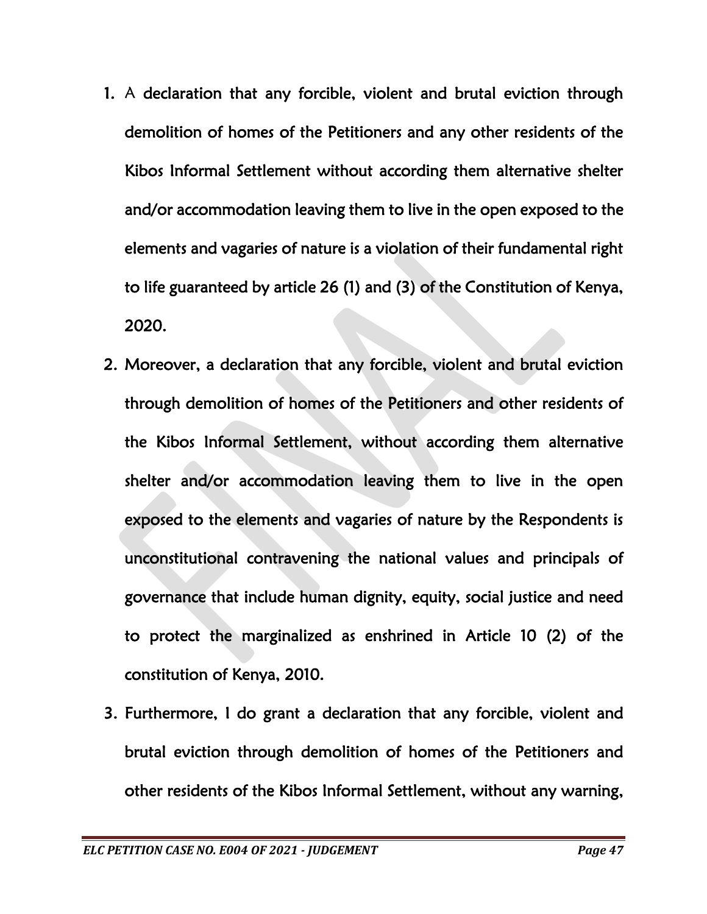1. A declaration that any forcible, violent and brutal eviction through demolition of homes of the Petitioners and any other residents of the Kibos Informal Settlement without according them alternative shelter and/or accommodation leaving them to live in the open exposed to the elements and vagaries of nature is a violation of their fundamental right to life guaranteed by article 26 (1) and (3) of the Constitution of Kenya, 2020.
2. Moreover, a declaration that any forcible, violent and brutal eviction through demolition of homes of the Petitioners and other residents of the Kibos Informal Settlement, without according them alternative shelter and/or accommodation leaving them to live in the open exposed to the elements and vagaries of nature by the Respondents is unconstitutional contravening the national values and principals of governance that include human dignity, equity, social justice and need to protect the marginalized as enshrined in Article 10 (2) of the constitution of Kenya, 2010.
3. Furthermore, I do grant a declaration that any forcible, violent and brutal eviction through demolition of homes of the Petitioners and other residents of the Kibos Informal Settlement, without any warning,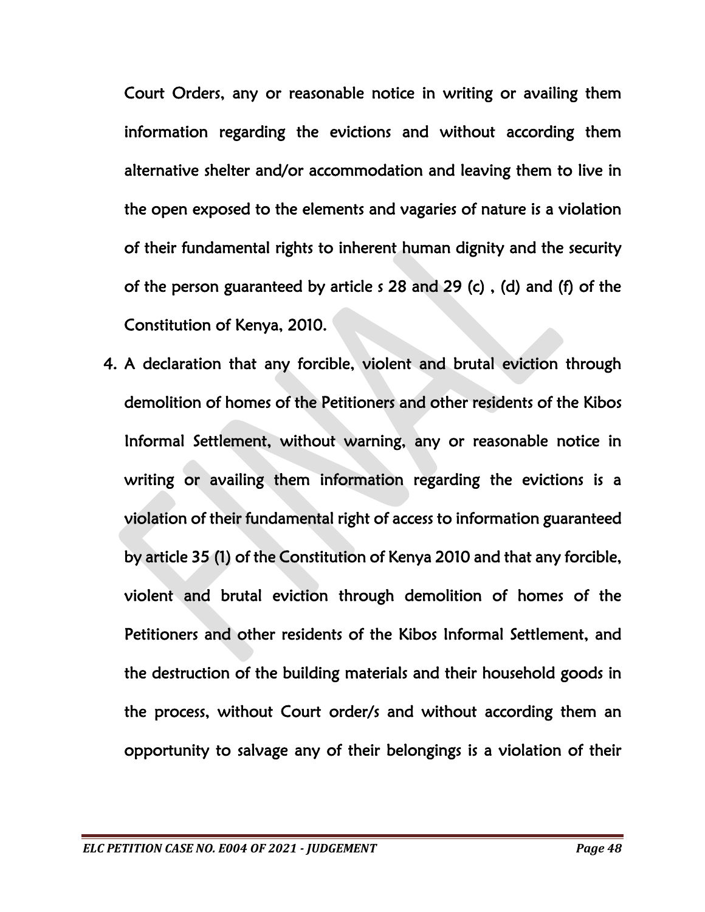Court Orders, any or reasonable notice in writing or availing them information regarding the evictions and without according them alternative shelter and/or accommodation and leaving them to live in the open exposed to the elements and vagaries of nature is a violation of their fundamental rights to inherent human dignity and the security of the person guaranteed by article s 28 and 29 (c) , (d) and (f) of the Constitution of Kenya, 2010.

4. A declaration that any forcible, violent and brutal eviction through demolition of homes of the Petitioners and other residents of the Kibos Informal Settlement, without warning, any or reasonable notice in writing or availing them information regarding the evictions is a violation of their fundamental right of access to information guaranteed by article 35 (1) of the Constitution of Kenya 2010 and that any forcible, violent and brutal eviction through demolition of homes of the Petitioners and other residents of the Kibos Informal Settlement, and the destruction of the building materials and their household goods in the process, without Court order/s and without according them an opportunity to salvage any of their belongings is a violation of their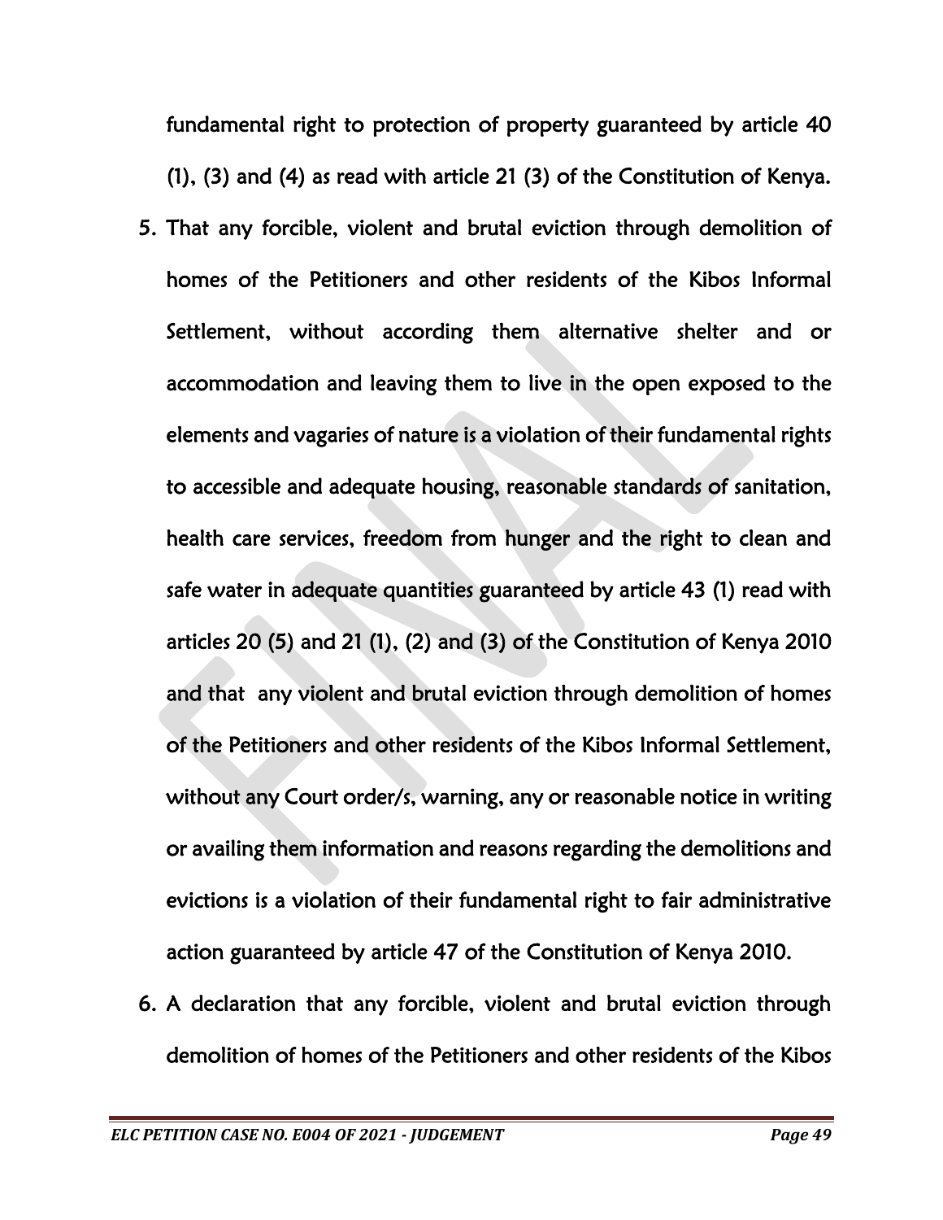fundamental right to protection of property guaranteed by article 40 (1), (3) and (4) as read with article 21 (3) of the Constitution of Kenya.

5. That any forcible, violent and brutal eviction through demolition of homes of the Petitioners and other residents of the Kibos Informal Settlement, without according them alternative shelter and or accommodation and leaving them to live in the open exposed to the elements and vagaries of nature is a violation of their fundamental rights to accessible and adequate housing, reasonable standards of sanitation, health care services, freedom from hunger and the right to clean and safe water in adequate quantities guaranteed by article 43 (1) read with articles 20 (5) and 21 (1), (2) and (3) of the Constitution of Kenya 2010 and that any violent and brutal eviction through demolition of homes of the Petitioners and other residents of the Kibos Informal Settlement, without any Court order/s, warning, any or reasonable notice in writing or availing them information and reasons regarding the demolitions and evictions is a violation of their fundamental right to fair administrative action guaranteed by article 47 of the Constitution of Kenya 2010.

6. A declaration that any forcible, violent and brutal eviction through demolition of homes of the Petitioners and other residents of the Kibos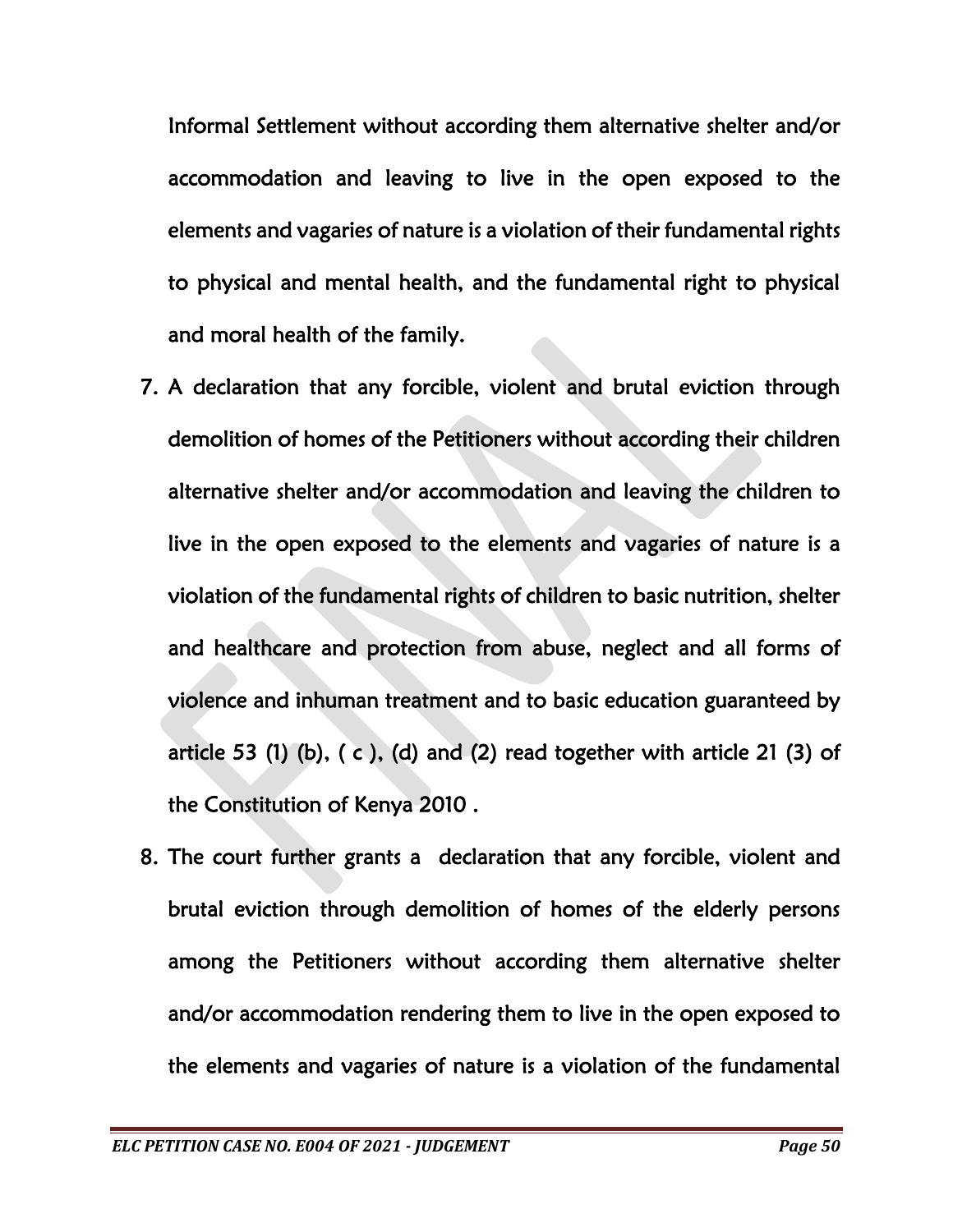Informal Settlement without according them alternative shelter and/or accommodation and leaving to live in the open exposed to the elements and vagaries of nature is a violation of their fundamental rights to physical and mental health, and the fundamental right to physical and moral health of the family.

7. A declaration that any forcible, violent and brutal eviction through demolition of homes of the Petitioners without according their children alternative shelter and/or accommodation and leaving the children to live in the open exposed to the elements and vagaries of nature is a violation of the fundamental rights of children to basic nutrition, shelter and healthcare and protection from abuse, neglect and all forms of violence and inhuman treatment and to basic education guaranteed by article 53 (1) (b), ( c ), (d) and (2) read together with article 21 (3) of the Constitution of Kenya 2010 .
8. The court further grants a declaration that any forcible, violent and brutal eviction through demolition of homes of the elderly persons among the Petitioners without according them alternative shelter and/or accommodation rendering them to live in the open exposed to the elements and vagaries of nature is a violation of the fundamental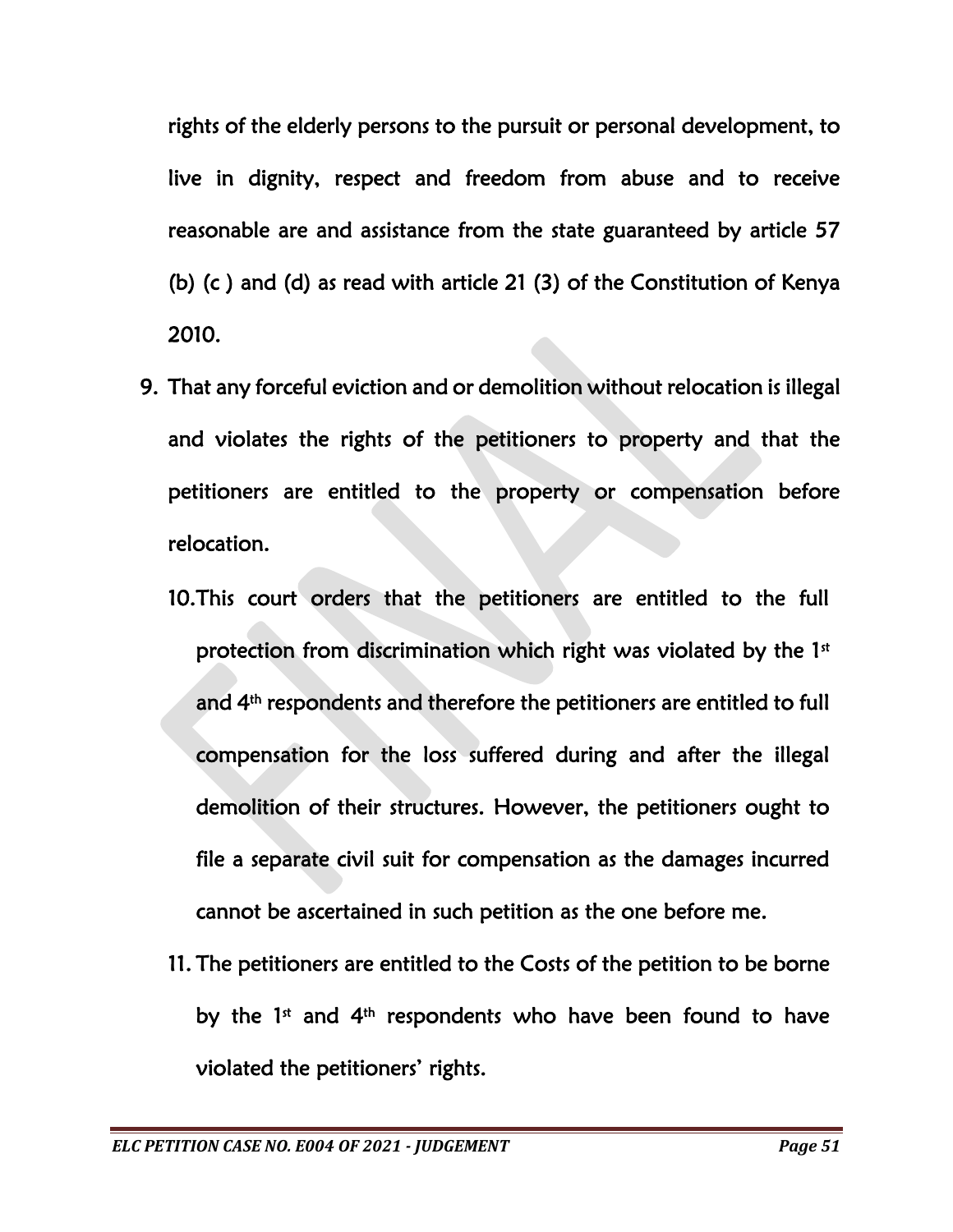rights of the elderly persons to the pursuit or personal development, to live in dignity, respect and freedom from abuse and to receive reasonable are and assistance from the state guaranteed by article 57 (b) (c ) and (d) as read with article 21 (3) of the Constitution of Kenya 2010.

9. That any forceful eviction and or demolition without relocation is illegal and violates the rights of the petitioners to property and that the petitioners are entitled to the property or compensation before relocation.

10. This court orders that the petitioners are entitled to the full protection from discrimination which right was violated by the 1st and 4th respondents and therefore the petitioners are entitled to full compensation for the loss suffered during and after the illegal demolition of their structures. However, the petitioners ought to file a separate civil suit for compensation as the damages incurred cannot be ascertained in such petition as the one before me.

11. The petitioners are entitled to the Costs of the petition to be borne by the 1st and 4th respondents who have been found to have violated the petitioners' rights.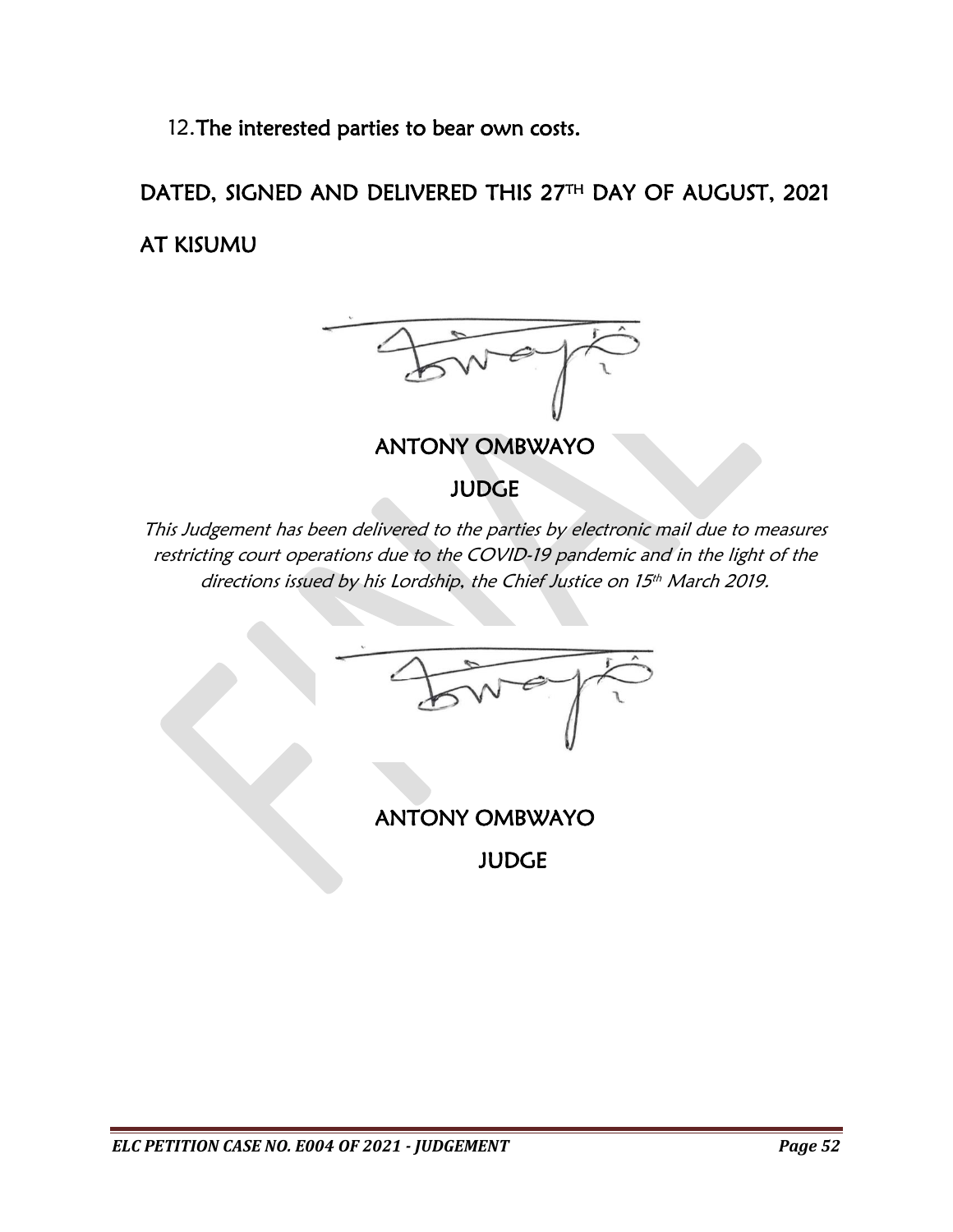12. **The interested parties to bear own costs.**

**DATED, SIGNED AND DELIVERED THIS 27TH DAY OF AUGUST, 2021 AT KISUMU**

**ANTONY OMBWAYO**

**JUDGE**

*This Judgement has been delivered to the parties by electronic mail due to measures restricting court operations due to the COVID-19 pandemic and in the light of the directions issued by his Lordship, the Chief Justice on 15th March 2019.*

**ANTONY OMBWAYO**

**JUDGE**